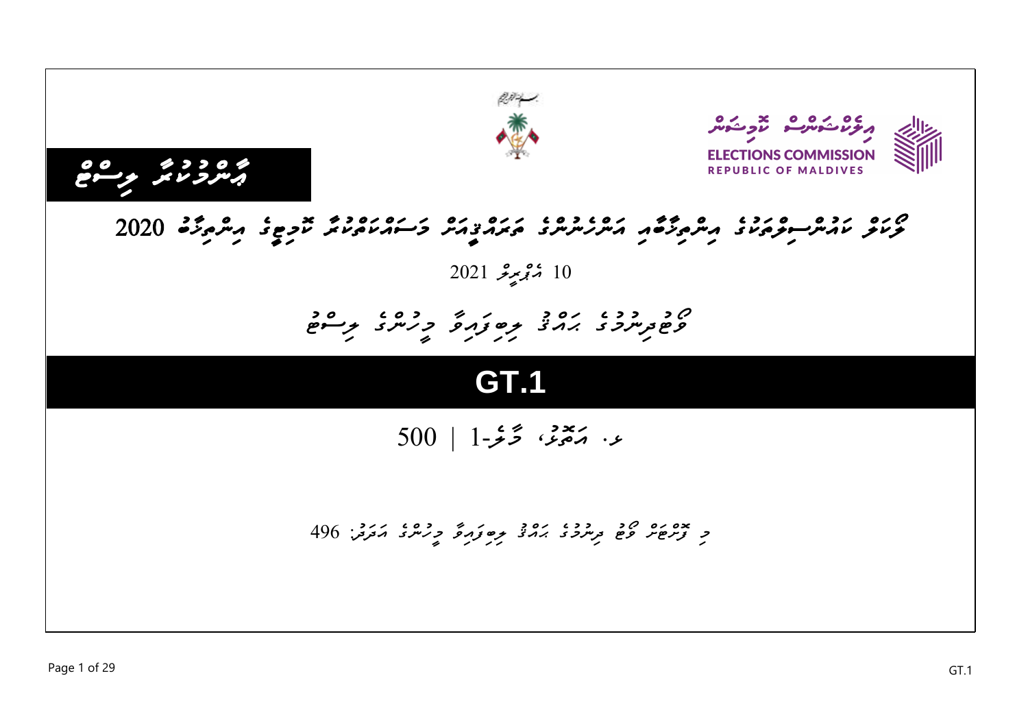بسم الله الرحمن الرحيم

އިލެކްޝަންސް ކޮމިޝަން

ELECTIONS COMMISSION
REPUBLIC OF MALDIVES

# އާންމުކުރާ ލިސްޓް

## ލޯކަލް ކައުންސިލްތަކުގެ އިންތިޚާބާއި އަންހެނުންގެ ތަރައްޤީއަށް މަސައްކަތްކުރާ ކޮމިޓީގެ އިންތިޚާބު 2020

10 އޮކްޓޫބަރު 2021

ވޯޓުދިނުމުގެ ހައްޤު ލިބިފައިވާ މީހުންގެ ލިސްޓު

# GT.1

ގ. އަތޮޅު، މާލެ-1 | 500

މި ފޯރމަށް ވޯޓު ދިނުމުގެ ހައްޤު ލިބިފައިވާ މީހުންގެ އަދަދު: 496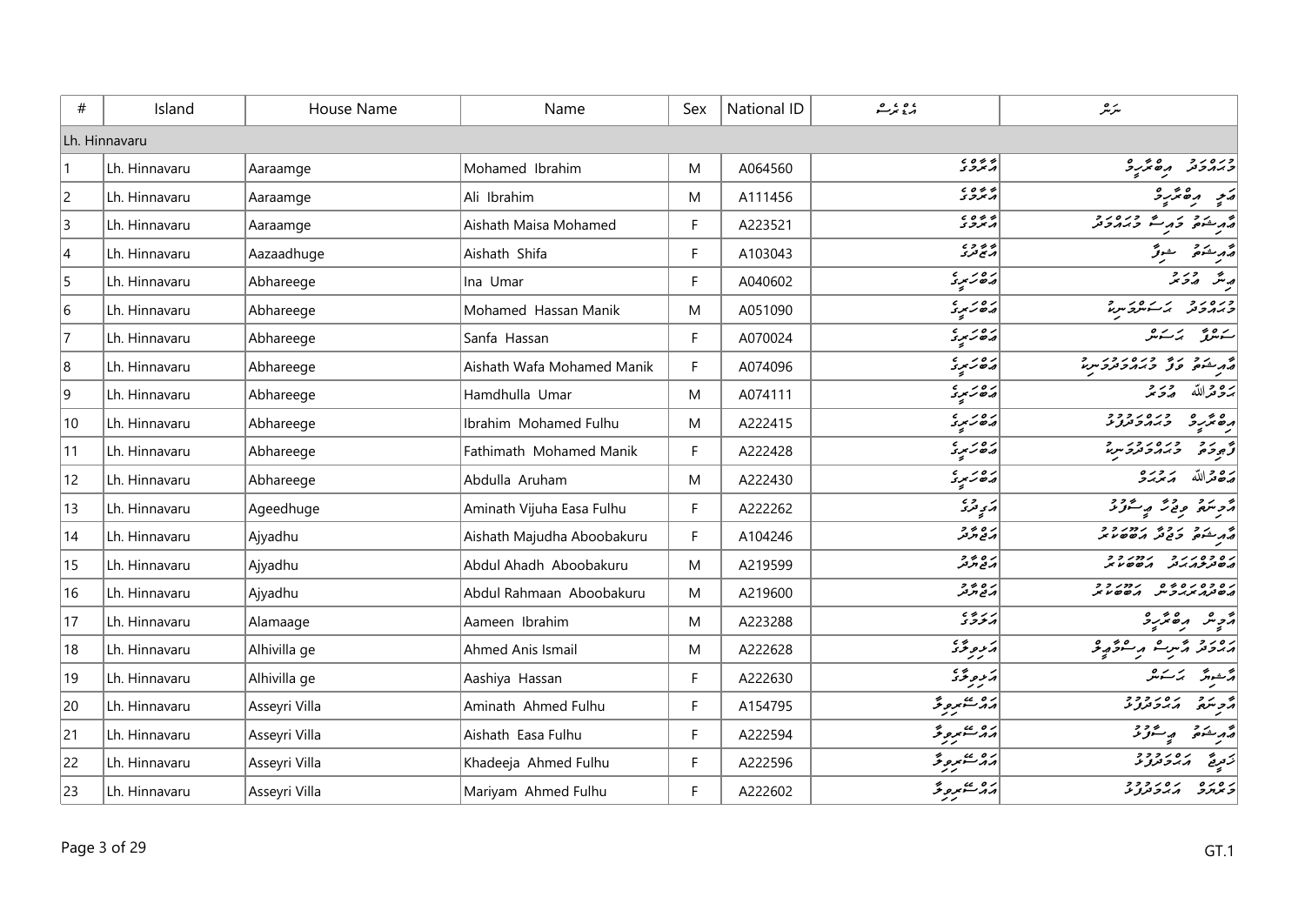| # | Island | House Name | Name | Sex | National ID | ގެއުގެ ނަން | ނަން |
|---|---|---|---|---|---|---|---|
| Lh. Hinnavaru | | | | | | | |
| 1 | Lh. Hinnavaru | Aaraamge | Mohamed Ibrahim | M | A064560 | އާރާމްގެ | މުހައްމަދު އިބްރާހީމް |
| 2 | Lh. Hinnavaru | Aaraamge | Ali Ibrahim | M | A111456 | އާރާމްގެ | އަލި އިބްރާހީމް |
| 3 | Lh. Hinnavaru | Aaraamge | Aishath Maisa Mohamed | F | A223521 | އާރާމްގެ | އައިшަތު މައިސާ މުހައްމަދު |
| 4 | Lh. Hinnavaru | Aazaadhuge | Aishath Shifa | F | A103043 | އާޒާދުގެ | އައިޝަތު ޝިފާ |
| 5 | Lh. Hinnavaru | Abhareege | Ina Umar | F | A040602 | އަބްހަރީގެ | އިނާ އުމަރު |
| 6 | Lh. Hinnavaru | Abhareege | Mohamed Hassan Manik | M | A051090 | އަބްހަރީގެ | މުހައްމަދު ހަސަންމަނިކު |
| 7 | Lh. Hinnavaru | Abhareege | Sanfa Hassan | F | A070024 | އަބްހަރީގެ | ސަންފާ ހަސަން |
| 8 | Lh. Hinnavaru | Abhareege | Aishath Wafa Mohamed Manik | F | A074096 | އަބްހަރީގެ | އައިޝަތު ވަފާ މުހައްމަދުމަނިކު |
| 9 | Lh. Hinnavaru | Abhareege | Hamdhulla Umar | M | A074111 | އަބްހަރީގެ | ހަމްދުﷲ އުމަރު |
| 10 | Lh. Hinnavaru | Abhareege | Ibrahim Mohamed Fulhu | M | A222415 | އަބްހަރީގެ | އިބްރާހީމް މުހައްމަދުފުޅު |
| 11 | Lh. Hinnavaru | Abhareege | Fathimath Mohamed Manik | F | A222428 | އަބްހަރީގެ | ފާތިމަތު މުހައްމަދުމަނިކު |
| 12 | Lh. Hinnavaru | Abhareege | Abdulla Aruham | M | A222430 | އަބްހަރީގެ | އަބްދުﷲ އަރުހަމް |
| 13 | Lh. Hinnavaru | Ageedhuge | Aminath Vijuha Easa Fulhu | F | A222262 | އަގީދުގެ | އާމިނަތު ވިޖުހާ އީސާފުޅު |
| 14 | Lh. Hinnavaru | Ajyadhu | Aishath Majudha Aboobakuru | F | A104246 | އަޖްޔަދު | އައިޝަތު މަޖުދާ އަބޫބަކުރު |
| 15 | Lh. Hinnavaru | Ajyadhu | Abdul Ahadh Aboobakuru | M | A219599 | އަޖްޔަދު | އަބްދުލްއަހަދު އަބޫބަކުރު |
| 16 | Lh. Hinnavaru | Ajyadhu | Abdul Rahmaan Aboobakuru | M | A219600 | އަޖްޔަދު | އަބްދުއްރަހްމާން އަބޫބަކުރު |
| 17 | Lh. Hinnavaru | Alamaage | Aameen Ibrahim | M | A223288 | އަލަމާގެ | އާމީން އިބްރާހީމް |
| 18 | Lh. Hinnavaru | Alhivilla ge | Ahmed Anis Ismail | M | A222628 | އަޅިވިލާގެ | އަޙްމަދު އަނީސް އިސްމާޢީލް |
| 19 | Lh. Hinnavaru | Alhivilla ge | Aashiya Hassan | F | A222630 | އަޅިވިލާގެ | އާޝިޔާ ހަސަން |
| 20 | Lh. Hinnavaru | Asseyri Villa | Aminath Ahmed Fulhu | F | A154795 | އައްސޭރިވިލާ | އާމިނަތު އަޙްމަދުފުޅު |
| 21 | Lh. Hinnavaru | Asseyri Villa | Aishath Easa Fulhu | F | A222594 | އައްސޭރިވިލާ | އައިޝަތު އީސާފުޅު |
| 22 | Lh. Hinnavaru | Asseyri Villa | Khadeeja Ahmed Fulhu | F | A222596 | އައްސޭރިވިލާ | ޚަދީޖާ އަޙްމަދުފުޅު |
| 23 | Lh. Hinnavaru | Asseyri Villa | Mariyam Ahmed Fulhu | F | A222602 | އައްސޭރިވިލާ | މަރިޔަމް އަޙްމަދުފުޅު |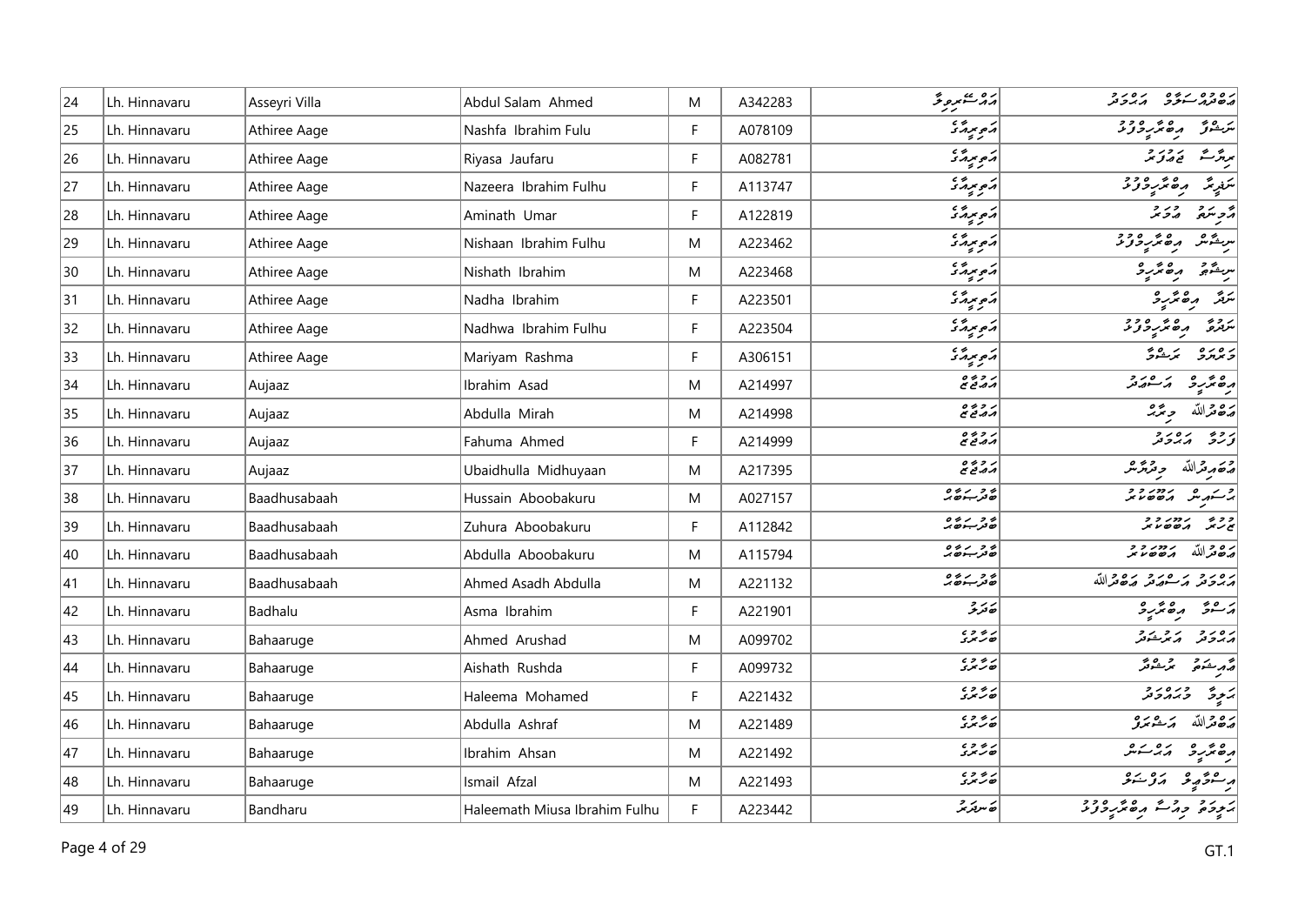| 24 | Lh. Hinnavaru | Asseyri Villa | Abdul Salam Ahmed | M | A342283 | އައްސޭރިވިލާ | އަބްދުލްސަލާމް އަޙްމަދު |
|---|---|---|---|---|---|---|---|
| 25 | Lh. Hinnavaru | Athiree Aage | Nashfa Ibrahim Fulu | F | A078109 | އަތިރީއާގެ | ނަޝްފާ އިބްރާހިމްފުޅު |
| 26 | Lh. Hinnavaru | Athiree Aage | Riyasa Jaufaru | F | A082781 | އަތިރީއާގެ | ރިޔާސާ ޖައުފަރު |
| 27 | Lh. Hinnavaru | Athiree Aage | Nazeera Ibrahim Fulhu | F | A113747 | އަތިރީއާގެ | ނަޒީރާ އިބްރާހިމްފުޅު |
| 28 | Lh. Hinnavaru | Athiree Aage | Aminath Umar | F | A122819 | އަތިރީއާގެ | އާމިނަތު އުމަރު |
| 29 | Lh. Hinnavaru | Athiree Aage | Nishaan Ibrahim Fulhu | M | A223462 | އަތިރީއާގެ | ނިޝާން އިބްރާހިމްފުޅު |
| 30 | Lh. Hinnavaru | Athiree Aage | Nishath Ibrahim | M | A223468 | އަތިރީއާގެ | ނިޝާތު އިބްރާހިމް |
| 31 | Lh. Hinnavaru | Athiree Aage | Nadha Ibrahim | F | A223501 | އަތިރީއާގެ | ނަދާ އިބްރާހިމް |
| 32 | Lh. Hinnavaru | Athiree Aage | Nadhwa Ibrahim Fulhu | F | A223504 | އަތިރީއާގެ | ނަދްވާ އިބްރާހިމްފުޅު |
| 33 | Lh. Hinnavaru | Athiree Aage | Mariyam Rashma | F | A306151 | އަތިރީއާގެ | މަރިޔަމް ރަޝްމާ |
| 34 | Lh. Hinnavaru | Aujaaz | Ibrahim Asad | M | A214997 | އައުޖާޒް | އިބްރާހިމް އަސްޢަދު |
| 35 | Lh. Hinnavaru | Aujaaz | Abdulla Mirah | M | A214998 | އައުޖާޒް | އަބްދުﷲ މިރާހް |
| 36 | Lh. Hinnavaru | Aujaaz | Fahuma Ahmed | F | A214999 | އައުޖާޒް | ފަހުމާ އަޙްމަދު |
| 37 | Lh. Hinnavaru | Aujaaz | Ubaidhulla Midhuyaan | M | A217395 | އައުޖާޒް | އުބައިދުﷲ މިދުޔާން |
| 38 | Lh. Hinnavaru | Baadhusabaah | Hussain Aboobakuru | M | A027157 | ބާދުސަބާހް | ޙުސައިން އަބޫބަކުރު |
| 39 | Lh. Hinnavaru | Baadhusabaah | Zuhura Aboobakuru | F | A112842 | ބާދުސަބާހް | ޒުހުރާ އަބޫބަކުރު |
| 40 | Lh. Hinnavaru | Baadhusabaah | Abdulla Aboobakuru | M | A115794 | ބާދުސަބާހް | އަބްދުﷲ އަބޫބަކުރު |
| 41 | Lh. Hinnavaru | Baadhusabaah | Ahmed Asadh Abdulla | M | A221132 | ބާދުސަބާހް | އަޙްމަދު އަސްޢަދު އަބްދުﷲ |
| 42 | Lh. Hinnavaru | Badhalu | Asma Ibrahim | F | A221901 | ބަދަލު | އަސްމާ އިބްރާހިމް |
| 43 | Lh. Hinnavaru | Bahaaruge | Ahmed Arushad | M | A099702 | ބަހާރުގެ | އަޙްމަދު އަރުޝަދު |
| 44 | Lh. Hinnavaru | Bahaaruge | Aishath Rushda | F | A099732 | ބަހާރުގެ | އާއިޝަތު ރުޝްދާ |
| 45 | Lh. Hinnavaru | Bahaaruge | Haleema Mohamed | F | A221432 | ބަހާރުގެ | ހަލީމާ މުޙައްމަދު |
| 46 | Lh. Hinnavaru | Bahaaruge | Abdulla Ashraf | M | A221489 | ބަހާރުގެ | އަބްދުﷲ އަޝްރަފް |
| 47 | Lh. Hinnavaru | Bahaaruge | Ibrahim Ahsan | M | A221492 | ބަހާރުގެ | އިބްރާހިމް އަޙްސަން |
| 48 | Lh. Hinnavaru | Bahaaruge | Ismail Afzal | M | A221493 | ބަހާރުގެ | އިސްމާޢީލް އަފްޟަލް |
| 49 | Lh. Hinnavaru | Bandharu | Haleemath Miusa Ibrahim Fulhu | F | A223442 | ބަނދަރު | ހަލީމަތު މިއުސާ އިބްރާހިމްފުޅު |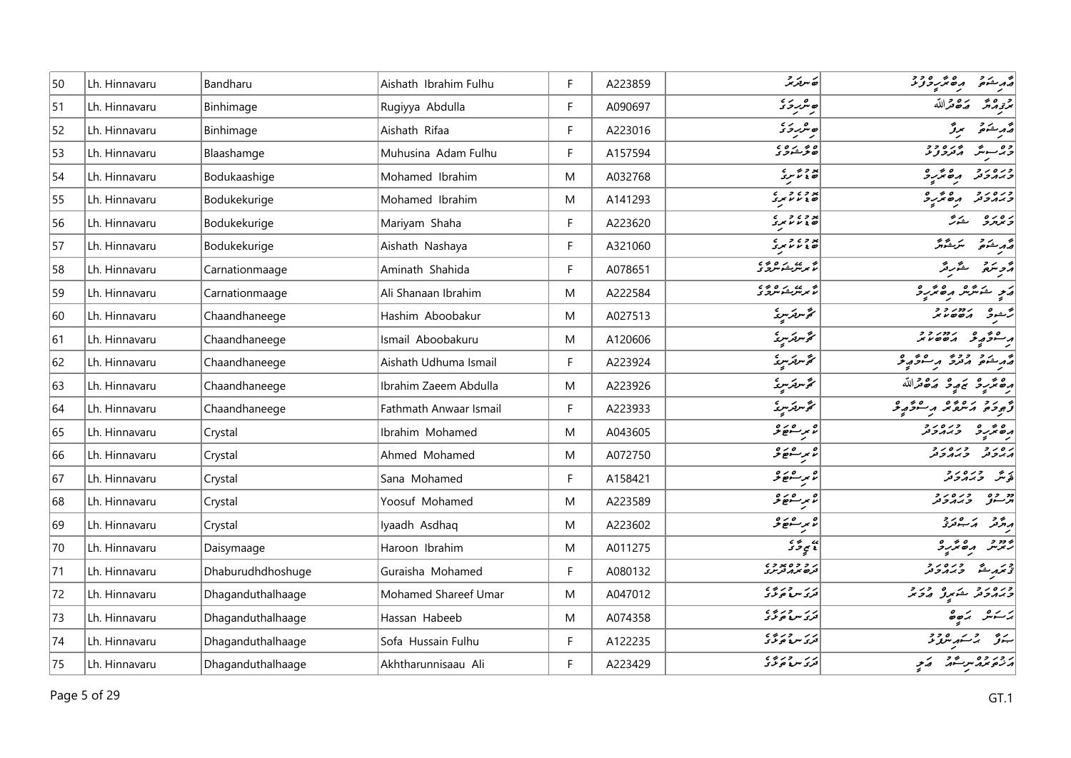| 50 | Lh. Hinnavaru | Bandharu | Aishath Ibrahim Fulhu | F | A223859 | ބަނދަރު | އައިޝަތު އިބްރާހިމްފުޅު |
|---|---|---|---|---|---|---|---|
| 51 | Lh. Hinnavaru | Binhimage | Rugiyya Abdulla | F | A090697 | ބިންހިމަގެ | ރުގިއްޔާ އަބްދުﷲ |
| 52 | Lh. Hinnavaru | Binhimage | Aishath Rifaa | F | A223016 | ބިންހިމަގެ | އައިޝަތު ރިފާ |
| 53 | Lh. Hinnavaru | Blaashamge | Muhusina Adam Fulhu | F | A157594 | ބްލާޝަމްގެ | މުހުސިނާ އާދަމްފުޅު |
| 54 | Lh. Hinnavaru | Bodukaashige | Mohamed Ibrahim | M | A032768 | ބޮޑުކާށިގެ | މުހައްމަދު އިބްރާހިމް |
| 55 | Lh. Hinnavaru | Bodukekurige | Mohamed Ibrahim | M | A141293 | ބޮޑުކެކުރިގެ | މުހައްމަދު އިބްރާހިމް |
| 56 | Lh. Hinnavaru | Bodukekurige | Mariyam Shaha | F | A223620 | ބޮޑުކެކުރިގެ | މަރިޔަމް ޝަހާ |
| 57 | Lh. Hinnavaru | Bodukekurige | Aishath Nashaya | F | A321060 | ބޮޑުކެކުރިގެ | އައިޝަތު ނަޝާޔާ |
| 58 | Lh. Hinnavaru | Carnationmaage | Aminath Shahida | F | A078651 | ކާނޭޝަންމާގެ | އާމިނަތު ޝާހިދާ |
| 59 | Lh. Hinnavaru | Carnationmaage | Ali Shanaan Ibrahim | M | A222584 | ކާނޭޝަންމާގެ | އަލި ޝަނާން އިބްރާހިމް |
| 60 | Lh. Hinnavaru | Chaandhaneege | Hashim Aboobakur | M | A027513 | ޗާނދަނީގެ | ހާޝިމް އަބޫބަކުރު |
| 61 | Lh. Hinnavaru | Chaandhaneege | Ismail Aboobakuru | M | A120606 | ޗާނދަނީގެ | އިސްމާއީލް އަބޫބަކުރު |
| 62 | Lh. Hinnavaru | Chaandhaneege | Aishath Udhuma Ismail | F | A223924 | ޗާނދަނީގެ | އައިޝަތު އުދުމާ އިސްމާއީލް |
| 63 | Lh. Hinnavaru | Chaandhaneege | Ibrahim Zaeem Abdulla | M | A223926 | ޗާނދަނީގެ | އިބްރާހިމް ޒަޢީމް އަބްދުﷲ |
| 64 | Lh. Hinnavaru | Chaandhaneege | Fathmath Anwaar Ismail | F | A223933 | ޗާނދަނީގެ | ފާތިމަތު އަންވާރު އިސްމާއީލް |
| 65 | Lh. Hinnavaru | Crystal | Ibrahim Mohamed | M | A043605 | ކްރިސްޓަލް | އިބްރާހިމް މުހައްމަދު |
| 66 | Lh. Hinnavaru | Crystal | Ahmed Mohamed | M | A072750 | ކްރިސްޓަލް | އަހުމަދު މުހައްމަދު |
| 67 | Lh. Hinnavaru | Crystal | Sana Mohamed | F | A158421 | ކްރިސްޓަލް | ސަނާ މުހައްމަދު |
| 68 | Lh. Hinnavaru | Crystal | Yoosuf Mohamed | M | A223589 | ކްރިސްޓަލް | ޔޫސުފް މުހައްމަދު |
| 69 | Lh. Hinnavaru | Crystal | Iyaadh Asdhaq | M | A223602 | ކްރިސްޓަލް | އިޔާދު އަސްދަޤު |
| 70 | Lh. Hinnavaru | Daisymaage | Haroon Ibrahim | M | A011275 | ޑޭޒީމާގެ |ހާރޫން އިބްރާހިމް |
| 71 | Lh. Hinnavaru | Dhaburudhdhoshuge | Guraisha Mohamed | F | A080132 | ދަބުރުއްދޮށުގެ | ގުރައިޝާ މުހައްމަދު |
| 72 | Lh. Hinnavaru | Dhaganduthalhaage | Mohamed Shareef Umar | M | A047012 | ދަގަނޑުތަޅާގެ | މުހައްމަދު ޝަރީފް އުމަރު |
| 73 | Lh. Hinnavaru | Dhaganduthalhaage | Hassan Habeeb | M | A074358 | ދަގަނޑުތަޅާގެ | ހަސަން ހަބީބު |
| 74 | Lh. Hinnavaru | Dhaganduthalhaage | Sofa Hussain Fulhu | F | A122235 | ދަގަނޑުތަޅާގެ | ސޯފާ ހުސައިންފުޅު |
| 75 | Lh. Hinnavaru | Dhaganduthalhaage | Akhtharunnisaau Ali | F | A223429 | ދަގަނޑުތަޅާގެ | އަޚްތަރުންނިސާއު އަލި |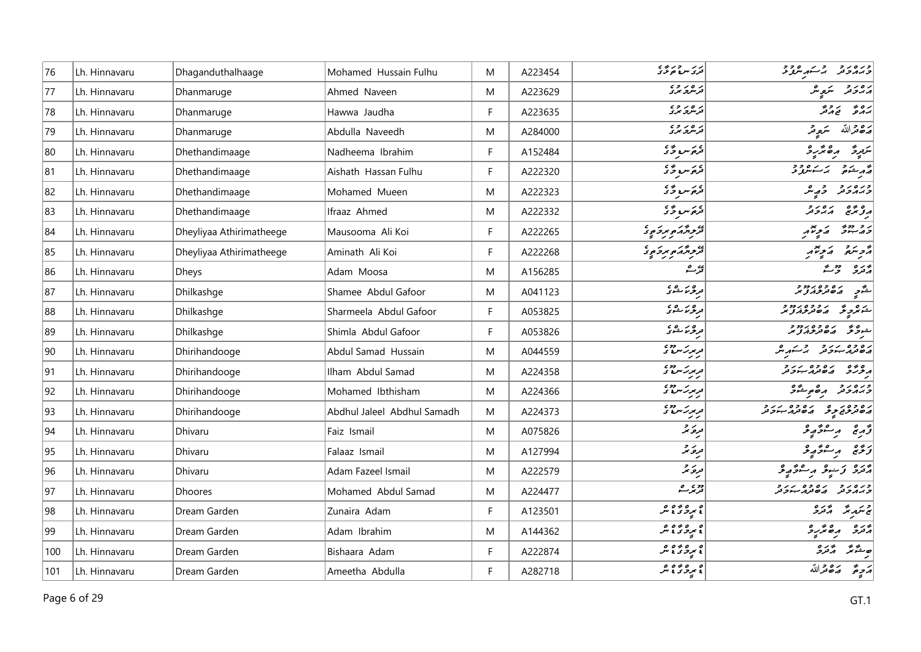| 76 | Lh. Hinnavaru | Dhaganduthalhaage | Mohamed Hussain Fulhu | M | A223454 | ދަގަނޑުތަޅާގެ | މުހައްމަދު ހުސައިންފުޅު |
|---|---|---|---|---|---|---|---|
| 77 | Lh. Hinnavaru | Dhanmaruge | Ahmed Naveen | M | A223629 | ދަންމަރުގެ | އަހްމަދު ނަވީން |
| 78 | Lh. Hinnavaru | Dhanmaruge | Hawwa Jaudha | F | A223635 | ދަންމަރުގެ | ހައްވާ ޖައުދާ |
| 79 | Lh. Hinnavaru | Dhanmaruge | Abdulla Naveedh | M | A284000 | ދަންމަރުގެ | އަބްދުﷲ ނަވީދު |
| 80 | Lh. Hinnavaru | Dhethandimaage | Nadheema Ibrahim | F | A152484 | ދެތަނދިމާގެ | ނަދީމާ އިބްރާހީމް |
| 81 | Lh. Hinnavaru | Dhethandimaage | Aishath Hassan Fulhu | F | A222320 | ދެތަނދިމާގެ | އާއިޝަތު ހަސަންފުޅު |
| 82 | Lh. Hinnavaru | Dhethandimaage | Mohamed Mueen | M | A222323 | ދެތަނދިމާގެ | މުހައްމަދު މުޢީން |
| 83 | Lh. Hinnavaru | Dhethandimaage | Ifraaz Ahmed | M | A222332 | ދެތަނދިމާގެ | އިފްރާޒް އަހްމަދު |
| 84 | Lh. Hinnavaru | Dheyliyaa Athirimatheege | Mausooma Ali Koi | F | A222265 | ދޭލިޔާއަތިރިމަތީގެ | މައުސޫމާ އަލިކޮއި |
| 85 | Lh. Hinnavaru | Dheyliyaa Athirimatheege | Aminath Ali Koi | F | A222268 | ދޭލިޔާއަތިރިމަތީގެ | އާމިނަތު އަލިކޮއި |
| 86 | Lh. Hinnavaru | Dheys | Adam Moosa | M | A156285 | ދޭސް | އާދަމް މޫސާ |
| 87 | Lh. Hinnavaru | Dhilkashge | Shamee Abdul Gafoor | M | A041123 | ދިލްކަށްގެ | ޝާމީ އަބްދުލްޣަފޫރު |
| 88 | Lh. Hinnavaru | Dhilkashge | Sharmeela Abdul Gafoor | F | A053825 | ދިލްކަށްގެ | ޝަރްމީލާ އަބްދުލްޣަފޫރު |
| 89 | Lh. Hinnavaru | Dhilkashge | Shimla Abdul Gafoor | F | A053826 | ދިލްކަށްގެ | ޝިމްލާ އަބްދުލްޣަފޫރު |
| 90 | Lh. Hinnavaru | Dhirihandooge | Abdul Samad Hussain | M | A044559 | ދިރިހަނދޫގެ | އަބްދުލްސަމަދު ހުސައިން |
| 91 | Lh. Hinnavaru | Dhirihandooge | Ilham Abdul Samad | M | A224358 | ދިރިހަނދޫގެ | އިލްހާމް އަބްދުލްސަމަދު |
| 92 | Lh. Hinnavaru | Dhirihandooge | Mohamed Ibthisham | M | A224366 | ދިރިހަނދޫގެ | މުހައްމަދު އިބްތިޝާމް |
| 93 | Lh. Hinnavaru | Dhirihandooge | Abdhul Jaleel Abdhul Samadh | M | A224373 | ދިރިހަނދޫގެ | އަބްދުލްޖަލީލް އަބްދުލްސަމަދު |
| 94 | Lh. Hinnavaru | Dhivaru | Faiz Ismail | M | A075826 | ދިވަރު | ފާއިޒް އިސްމާއީލް |
| 95 | Lh. Hinnavaru | Dhivaru | Falaaz Ismail | M | A127994 | ދިވަރު | ފަލާޒް އިސްމާއީލް |
| 96 | Lh. Hinnavaru | Dhivaru | Adam Fazeel Ismail | M | A222579 | ދިވަރު | އާދަމް ފަޒީލް އިސްމާއީލް |
| 97 | Lh. Hinnavaru | Dhoores | Mohamed Abdul Samad | M | A224477 | ދޫރެސް | މުހައްމަދު އަބްދުލްސަމަދު |
| 98 | Lh. Hinnavaru | Dream Garden | Zunaira Adam | F | A123501 | ޑްރީމްގާޑްން | ޒުނައިރާ އާދަމް |
| 99 | Lh. Hinnavaru | Dream Garden | Adam Ibrahim | M | A144362 | ޑްރީމްގާޑްން | އާދަމް އިބްރާހީމް |
| 100 | Lh. Hinnavaru | Dream Garden | Bishaara Adam | F | A222874 | ޑްރީމްގާޑްން | ބިޝާރާ އާދަމް |
| 101 | Lh. Hinnavaru | Dream Garden | Ameetha Abdulla | F | A282718 | ޑްރީމްގާޑްން | އަމީތާ އަބްދުﷲ |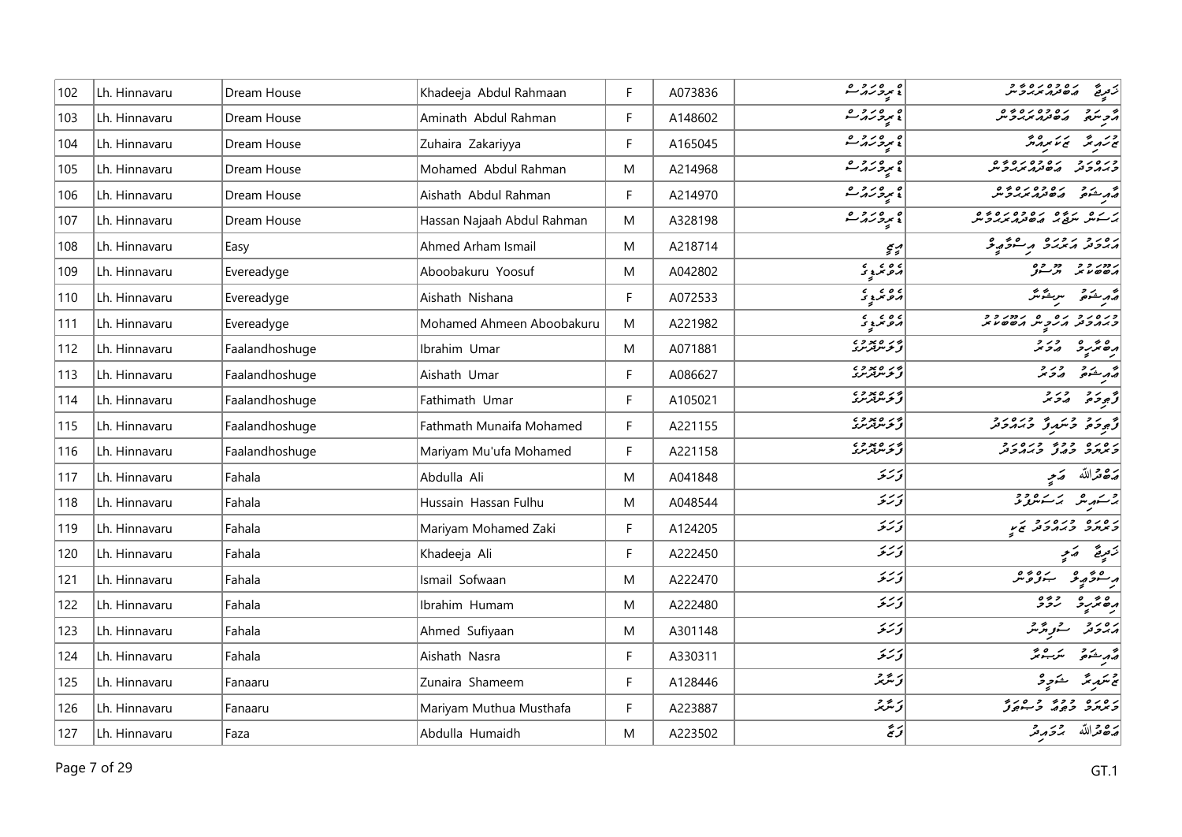| 102 | Lh. Hinnavaru | Dream House | Khadeeja Abdul Rahmaan | F | A073836 | ޑްރީމްހައުސް | ޚަދީޖާ ޢަބްދުއްރަޙްމާން |
|---|---|---|---|---|---|---|---|
| 103 | Lh. Hinnavaru | Dream House | Aminath Abdul Rahman | F | A148602 | ޑްރީމްހައުސް | އާމިނަތު ޢަބްދުއްރަޙްމާން |
| 104 | Lh. Hinnavaru | Dream House | Zuhaira Zakariyya | F | A165045 | ޑްރީމްހައުސް | ޒުހައިރާ ޒަކަރިއްޔާ |
| 105 | Lh. Hinnavaru | Dream House | Mohamed Abdul Rahman | M | A214968 | ޑްރީމްހައުސް | މުޙައްމަދު ޢަބްދުއްރަޙްމާން |
| 106 | Lh. Hinnavaru | Dream House | Aishath Abdul Rahman | F | A214970 | ޑްރީމްހައުސް | ޢާއިޝަތު ޢަބްދުއްރަޙްމާން |
| 107 | Lh. Hinnavaru | Dream House | Hassan Najaah Abdul Rahman | M | A328198 | ޑްރީމްހައުސް | ޙަސަން ނަޖާޙް ޢަބްދުއްރަޙްމާން |
| 108 | Lh. Hinnavaru | Easy | Ahmed Arham Ismail | M | A218714 | އީޒީ | އަޙްމަދު އަރްހަމް އިސްމާޢީލް |
| 109 | Lh. Hinnavaru | Evereadyge | Aboobakuru Yoosuf | M | A042802 | އެވަރެޑީގެ | އަބޫބަކުރު ޔޫސުފް |
| 110 | Lh. Hinnavaru | Evereadyge | Aishath Nishana | F | A072533 | އެވަރެޑީގެ | ޢާއިޝަތު ނިޝާނާ |
| 111 | Lh. Hinnavaru | Evereadyge | Mohamed Ahmeen Aboobakuru | M | A221982 | އެވަރެޑީގެ | މުޙައްމަދު އަޙްމީން އަބޫބަކުރު |
| 112 | Lh. Hinnavaru | Faalandhoshuge | Ibrahim Umar | M | A071881 | ފާލަންދޮށުގެ | އިބްރާހީމް ޢުމަރު |
| 113 | Lh. Hinnavaru | Faalandhoshuge | Aishath Umar | F | A086627 | ފާލަންދޮށުގެ | ޢާއިޝަތު ޢުމަރު |
| 114 | Lh. Hinnavaru | Faalandhoshuge | Fathimath Umar | F | A105021 | ފާލަންދޮށުގެ | ފާތިމަތު ޢުމަރު |
| 115 | Lh. Hinnavaru | Faalandhoshuge | Fathmath Munaifa Mohamed | F | A221155 | ފާލަންދޮށުގެ | ފާތުމަތު މުނައިފާ މުޙައްމަދު |
| 116 | Lh. Hinnavaru | Faalandhoshuge | Mariyam Mu'ufa Mohamed | F | A221158 | ފާލަންދޮށުގެ | މަރިޔަމް މުއުފާ މުޙައްމަދު |
| 117 | Lh. Hinnavaru | Fahala | Abdulla Ali | M | A041848 | ފަހަލަ | ޢަބްދުﷲ ޢަލި |
| 118 | Lh. Hinnavaru | Fahala | Hussain Hassan Fulhu | M | A048544 | ފަހަލަ | ޙުސައިން ހަސަންފުޅު |
| 119 | Lh. Hinnavaru | Fahala | Mariyam Mohamed Zaki | F | A124205 | ފަހަލަ | މަރިޔަމް މުޙައްމަދު ޒަކީ |
| 120 | Lh. Hinnavaru | Fahala | Khadeeja Ali | F | A222450 | ފަހަލަ | ޚަދީޖާ ޢަލި |
| 121 | Lh. Hinnavaru | Fahala | Ismail Sofwaan | M | A222470 | ފަހަލަ | އިސްމާޢީލް ސަފްވާން |
| 122 | Lh. Hinnavaru | Fahala | Ibrahim Humam | M | A222480 | ފަހަލަ | އިބްރާހީމް ހުމާމް |
| 123 | Lh. Hinnavaru | Fahala | Ahmed Sufiyaan | M | A301148 | ފަހަލަ | އަޙްމަދު ސުފިޔާން |
| 124 | Lh. Hinnavaru | Fahala | Aishath Nasra | F | A330311 | ފަހަލަ | ޢާއިޝަތު ނަސްރާ |
| 125 | Lh. Hinnavaru | Fanaaru | Zunaira Shameem | F | A128446 | ފަނާރު | ޒުނައިރާ ޝަމީމް |
| 126 | Lh. Hinnavaru | Fanaaru | Mariyam Muthua Musthafa | F | A223887 | ފަނާރު | މަރިޔަމް މުތުއާ މުސްތަފާ |
| 127 | Lh. Hinnavaru | Faza | Abdulla Humaidh | M | A223502 | ފަޒާ | ޢަބްދުﷲ ހުމައިދު |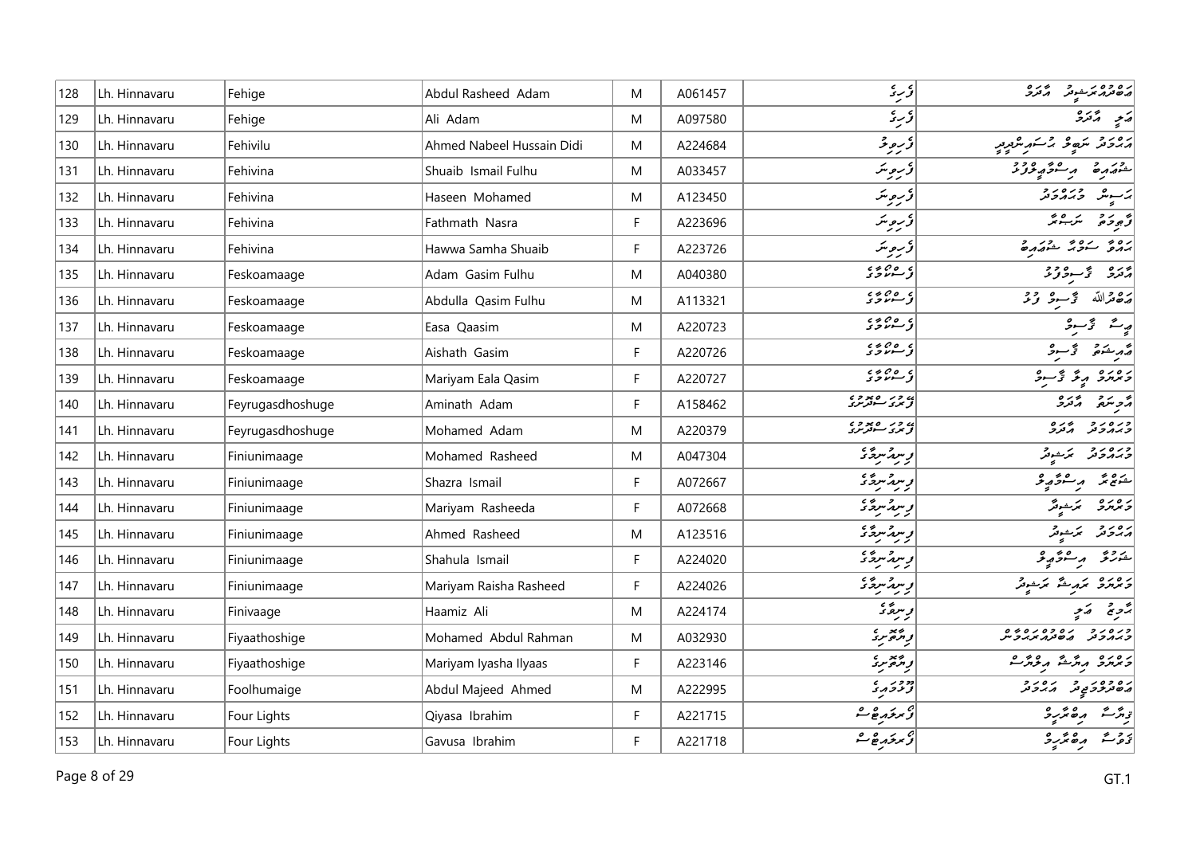| 128 | Lh. Hinnavaru | Fehige | Abdul Rasheed Adam | M | A061457 | ފެހިގެ | އަބްދުލްރަޝީދު އާދަމް |
|---|---|---|---|---|---|---|---|
| 129 | Lh. Hinnavaru | Fehige | Ali Adam | M | A097580 | ފެހިގެ | އަލި އާދަމް |
| 130 | Lh. Hinnavaru | Fehivilu | Ahmed Nabeel Hussain Didi | M | A224684 | ފެހިވިލު | އަޙްމަދު ނަބީލް ހުސައިންދީދީ |
| 131 | Lh. Hinnavaru | Fehivina | Shuaib Ismail Fulhu | M | A033457 | ފެހިވިނަ | ޝުޢައިބު އިސްމާޢީލްފުޅު |
| 132 | Lh. Hinnavaru | Fehivina | Haseen Mohamed | M | A123450 | ފެހިވިނަ | ހަސީން މުޙައްމަދު |
| 133 | Lh. Hinnavaru | Fehivina | Fathmath Nasra | F | A223696 | ފެހިވިނަ | ފާތިމަތު ނަސްރާ |
| 134 | Lh. Hinnavaru | Fehivina | Hawwa Samha Shuaib | F | A223726 | ފެހިވިނަ | ހައްވާ ސަމްހާ ޝުޢައިބު |
| 135 | Lh. Hinnavaru | Feskoamaage | Adam Gasim Fulhu | M | A040380 | ފެސްކޯމާގެ | އާދަމް ގާސިމްފުޅު |
| 136 | Lh. Hinnavaru | Feskoamaage | Abdulla Qasim Fulhu | M | A113321 | ފެސްކޯމާގެ | އަބްދުالله ޤާސިމް ފުޅު |
| 137 | Lh. Hinnavaru | Feskoamaage | Easa Qaasim | M | A220723 | ފެސްކޯމާގެ | ޢީސާ ޤާސިމް |
| 138 | Lh. Hinnavaru | Feskoamaage | Aishath Gasim | F | A220726 | ފެސްކޯމާގެ | އާއިޝަތު ގާސިމް |
| 139 | Lh. Hinnavaru | Feskoamaage | Mariyam Eala Qasim | F | A220727 | ފެސްކޯމާގެ | މަރިޔަމް އީލާ ޤާސިމް |
| 140 | Lh. Hinnavaru | Feyrugasdhoshuge | Aminath Adam | F | A158462 | ފޭރުގަސްދޮށުގެ | އާމިނަތު އާދަމް |
| 141 | Lh. Hinnavaru | Feyrugasdhoshuge | Mohamed Adam | M | A220379 | ފޭރުގަސްދޮށުގެ | މުޙައްމަދު އާދަމް |
| 142 | Lh. Hinnavaru | Finiunimaage | Mohamed Rasheed | M | A047304 | ފިނިއުނިމާގެ | މުޙައްމަދު ރަޝީދު |
| 143 | Lh. Hinnavaru | Finiunimaage | Shazra Ismail | F | A072667 | ފިނިއުނިމާގެ | ޝަޒްރާ އިސްމާޢީލް |
| 144 | Lh. Hinnavaru | Finiunimaage | Mariyam Rasheeda | F | A072668 | ފިނިއުނިމާގެ | މަރިޔަމް ރަޝީދާ |
| 145 | Lh. Hinnavaru | Finiunimaage | Ahmed Rasheed | M | A123516 | ފިނިއުނިމާގެ | އަޙްމަދު ރަޝީދު |
| 146 | Lh. Hinnavaru | Finiunimaage | Shahula Ismail | F | A224020 | ފިނިއުނިމާގެ | ޝަހުލާ އިސްމާޢީލް |
| 147 | Lh. Hinnavaru | Finiunimaage | Mariyam Raisha Rasheed | F | A224026 | ފިނިއުނިމާގެ | މަރިޔަމް ރައިޝާ ރަޝީދު |
| 148 | Lh. Hinnavaru | Finivaage | Haamiz Ali | M | A224174 | ފިނިވާގެ | ހާމިޒް އަލި |
| 149 | Lh. Hinnavaru | Fiyaathoshige | Mohamed Abdul Rahman | M | A032930 | ފިޔާތޮށިގެ | މުޙައްމަދު އަބްދުއްރަޙްމާން |
| 150 | Lh. Hinnavaru | Fiyaathoshige | Mariyam Iyasha Ilyaas | F | A223146 | ފިޔާތޮށިގެ | މަރިޔަމް އިޔާޝާ އިލްޔާސް |
| 151 | Lh. Hinnavaru | Foolhumaige | Abdul Majeed Ahmed | M | A222995 | ފޫޅުމައިގެ | އަބްދުލްމަޖީދު އަޙްމަދު |
| 152 | Lh. Hinnavaru | Four Lights | Qiyasa Ibrahim | F | A221715 | ފޯރލައިޓްސް | ޤިޔާސާ އިބްރާހިމް |
| 153 | Lh. Hinnavaru | Four Lights | Gavusa Ibrahim | F | A221718 | ފޯރލައިޓްސް | ގަވުސާ އިބްރާހިމް |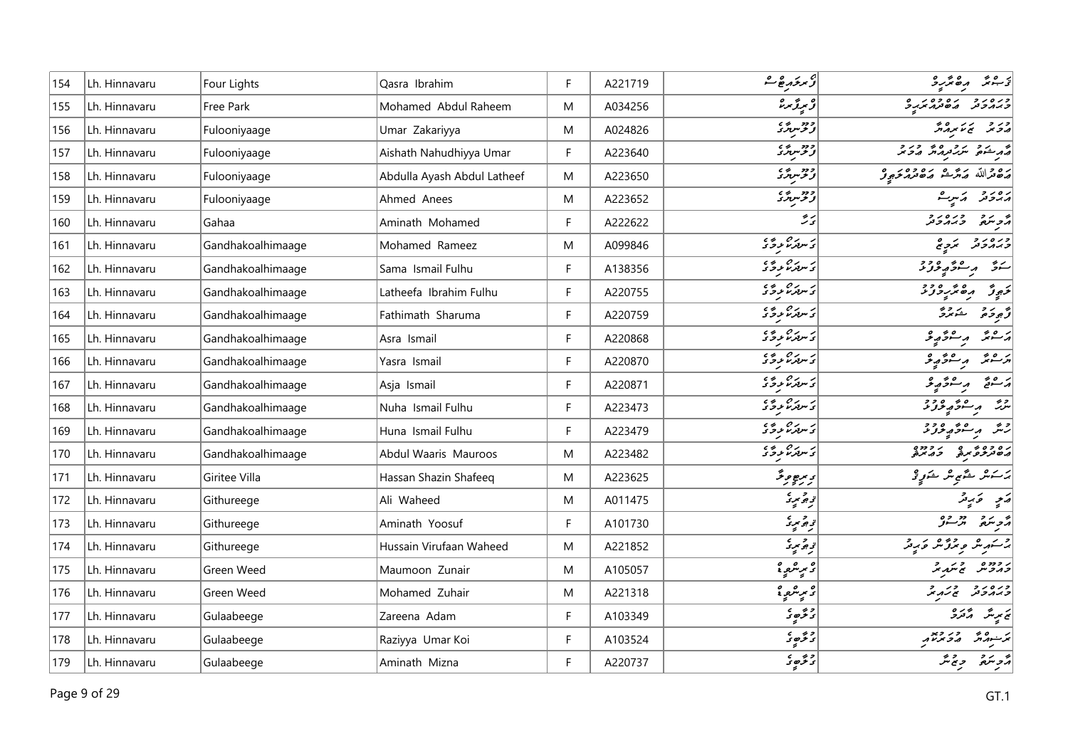| 154 | Lh. Hinnavaru | Four Lights | Qasra Ibrahim | F | A221719 | ފޯރލައިޓްސް | ޤަސްރާ އިބްރާހީމް |
|---|---|---|---|---|---|---|---|
| 155 | Lh. Hinnavaru | Free Park | Mohamed Abdul Raheem | M | A034256 | ފްރީޕާކް | މުހައްމަދު އަބްދުއްރަޙީމް |
| 156 | Lh. Hinnavaru | Fulooniyaage | Umar Zakariyya | M | A024826 | ފުލޫނިޔާގެ | އުމަރު ޒަކަރިއްޔާ |
| 157 | Lh. Hinnavaru | Fulooniyaage | Aishath Nahudhiyya Umar | F | A223640 | ފުލޫނިޔާގެ | އާއިޝަތު ނަހުދިއްޔާ އުމަރު |
| 158 | Lh. Hinnavaru | Fulooniyaage | Abdulla Ayash Abdul Latheef | M | A223650 | ފުލޫނިޔާގެ | އަބްދުﷲ އަޔާޝް އަބްދުއްލަޠީފު |
| 159 | Lh. Hinnavaru | Fulooniyaage | Ahmed Anees | M | A223652 | ފުލޫނިޔާގެ | އަޙްމަދު އަނީސް |
| 160 | Lh. Hinnavaru | Gahaa | Aminath Mohamed | F | A222622 | ގަހާ | އާމިނަތު މުހައްމަދު |
| 161 | Lh. Hinnavaru | Gandhakoalhimaage | Mohamed Rameez | M | A099846 | ގަނދަކޮޅިމާގެ | މުހައްމަދު ރަމީޒު |
| 162 | Lh. Hinnavaru | Gandhakoalhimaage | Sama Ismail Fulhu | F | A138356 | ގަނދަކޮޅިމާގެ | ސަމާ އިސްމާއީލްފުޅު |
| 163 | Lh. Hinnavaru | Gandhakoalhimaage | Latheefa Ibrahim Fulhu | F | A220755 | ގަނދަކޮޅިމާގެ | ލަޠީފާ އިބްރާހީމްފުޅު |
| 164 | Lh. Hinnavaru | Gandhakoalhimaage | Fathimath Sharuma | F | A220759 | ގަނދަކޮޅިމާގެ | ފާތިމަތު ޝަރުމާ |
| 165 | Lh. Hinnavaru | Gandhakoalhimaage | Asra Ismail | F | A220868 | ގަނދަކޮޅިމާގެ | އަސްރާ އިސްމާއީލް |
| 166 | Lh. Hinnavaru | Gandhakoalhimaage | Yasra Ismail | F | A220870 | ގަނދަކޮޅިމާގެ | ޔަސްރާ އިސްމާއީލް |
| 167 | Lh. Hinnavaru | Gandhakoalhimaage | Asja Ismail | F | A220871 | ގަނދަކޮޅިމާގެ | އަސްޖާ އިސްމާއީލް |
| 168 | Lh. Hinnavaru | Gandhakoalhimaage | Nuha Ismail Fulhu | F | A223473 | ގަނދަކޮޅިމާގެ | ނުހާ އިސްމާއީލްފުޅު |
| 169 | Lh. Hinnavaru | Gandhakoalhimaage | Huna Ismail Fulhu | F | A223479 | ގަނދަކޮޅިމާގެ | ހުނާ އިސްމާއީލްފުޅު |
| 170 | Lh. Hinnavaru | Gandhakoalhimaage | Abdul Waaris Mauroos | M | A223482 | ގަނދަކޮޅިމާގެ | އަބްދުލްވާރިޘް މައުރޫސް |
| 171 | Lh. Hinnavaru | Giritee Villa | Hassan Shazin Shafeeq | M | A223625 | ގިރިޓީވިލާ | ހަސަން ޝާޒިން ޝަފީޤު |
| 172 | Lh. Hinnavaru | Githureege | Ali Waheed | M | A011475 | ގިތުރީގެ | އަލި ވަހީދު |
| 173 | Lh. Hinnavaru | Githureege | Aminath Yoosuf | F | A101730 | ގިތުރީގެ | އާމިނަތު ޔޫސުފު |
| 174 | Lh. Hinnavaru | Githureege | Hussain Virufaan Waheed | M | A221852 | ގިތުރީގެ | ހުސައިން ވިރުފާން ވަހީދު |
| 175 | Lh. Hinnavaru | Green Weed | Maumoon Zunair | M | A105057 | ގުރީންވީޑް | މައުމޫން ޒުނައިރު |
| 176 | Lh. Hinnavaru | Green Weed | Mohamed Zuhair | M | A221318 | ގުރީންވީޑް | މުހައްމަދު ޒުހައިރު |
| 177 | Lh. Hinnavaru | Gulaabeege | Zareena Adam | F | A103349 | ގުލާބީގެ | ޒަރީނާ އާދަމް |
| 178 | Lh. Hinnavaru | Gulaabeege | Raziyya Umar Koi | F | A103524 | ގުލާބީގެ | ރަޒިއްޔާ އުމަރުކޮއި |
| 179 | Lh. Hinnavaru | Gulaabeege | Aminath Mizna | F | A220737 | ގުލާބީގެ | އާމިނަތު މިޒްނާ |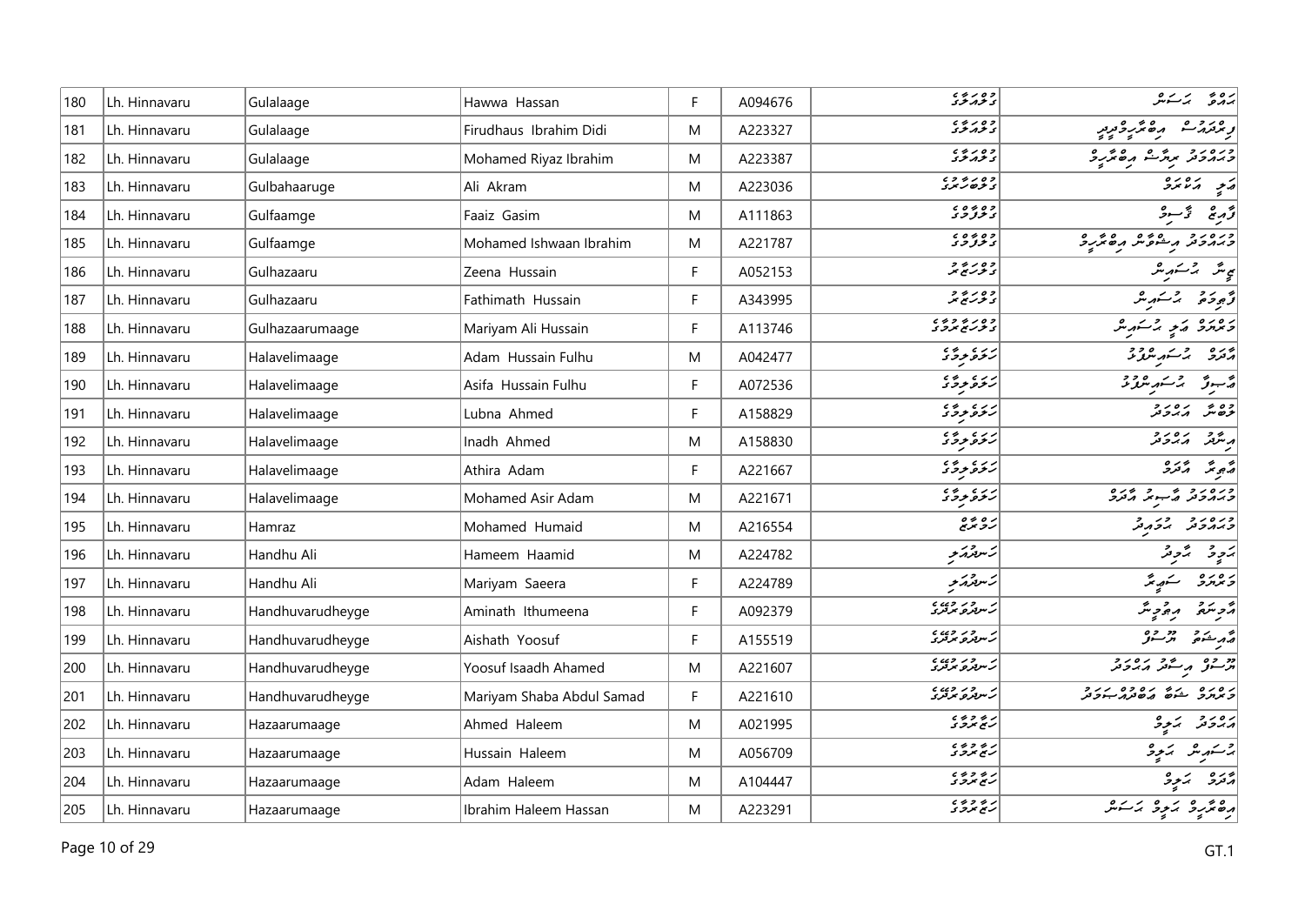| 180 | Lh. Hinnavaru | Gulalaage | Hawwa Hassan | F | A094676 | ގުލަލާގެ | ހައްވާ ހަސަން |
|---|---|---|---|---|---|---|---|
| 181 | Lh. Hinnavaru | Gulalaage | Firudhaus Ibrahim Didi | M | A223327 | ގުލަލާގެ | ފިރުދައުސް އިބްރާހިމްދީދީ |
| 182 | Lh. Hinnavaru | Gulalaage | Mohamed Riyaz Ibrahim | M | A223387 | ގުލަލާގެ | މުޙައްމަދު ރިޔާޒް އިބްރާހިމް |
| 183 | Lh. Hinnavaru | Gulbahaaruge | Ali Akram | M | A223036 | ގުލްބަހާރުގެ | ޢަލީ އަކްރަމް |
| 184 | Lh. Hinnavaru | Gulfaamge | Faaiz Gasim | M | A111863 | ގުލްފާމްގެ | ފާއިޒް ޤާސިމް |
| 185 | Lh. Hinnavaru | Gulfaamge | Mohamed Ishwaan Ibrahim | M | A221787 | ގުލްފާމްގެ | މުޙައްމަދު އިޝްވާން އިބްރާހިމް |
| 186 | Lh. Hinnavaru | Gulhazaaru | Zeena Hussain | F | A052153 | ގުލްހަޒާރު | ޒީނާ ހުސައިން |
| 187 | Lh. Hinnavaru | Gulhazaaru | Fathimath Hussain | F | A343995 | ގުލްހަޒާރު | ފާތިމަތު ހުސައިން |
| 188 | Lh. Hinnavaru | Gulhazaarumaage | Mariyam Ali Hussain | F | A113746 | ގުލްހަޒާރުމާގެ | މަރިޔަމް ޢަލީ ހުސައިން |
| 189 | Lh. Hinnavaru | Halavelimaage | Adam Hussain Fulhu | M | A042477 | ހަލަވެލިމާގެ | އާދަމް ހުސައިންފުޅު |
| 190 | Lh. Hinnavaru | Halavelimaage | Asifa Hussain Fulhu | F | A072536 | ހަލަވެލިމާގެ | އާސިފާ ހުސައިންފުޅު |
| 191 | Lh. Hinnavaru | Halavelimaage | Lubna Ahmed | F | A158829 | ހަލަވެލިމާގެ | ލުބްނާ އަޙްމަދު |
| 192 | Lh. Hinnavaru | Halavelimaage | Inadh Ahmed | M | A158830 | ހަލަވެލިމާގެ | އިނާދު އަޙްމަދު |
| 193 | Lh. Hinnavaru | Halavelimaage | Athira Adam | F | A221667 | ހަލަވެލިމާގެ | އާތިރާ އާދަމް |
| 194 | Lh. Hinnavaru | Halavelimaage | Mohamed Asir Adam | M | A221671 | ހަލަވެލިމާގެ | މުޙައްމަދު އާސިރު އާދަމް |
| 195 | Lh. Hinnavaru | Hamraz | Mohamed Humaid | M | A216554 | ހަމްރާޒް | މުޙައްމަދު ހުމައިދު |
| 196 | Lh. Hinnavaru | Handhu Ali | Hameem Haamid | M | A224782 | ހަނދުއަލި | ހަމީމް ހާމިދު |
| 197 | Lh. Hinnavaru | Handhu Ali | Mariyam Saeera | F | A224789 | ހަނދުއަލި | މަރިޔަމް ސައީރާ |
| 198 | Lh. Hinnavaru | Handhuvarudheyge | Aminath Ithumeena | F | A092379 | ހަނދުވަރުދޭގެ | އާމިނަތު އިތުމީނާ |
| 199 | Lh. Hinnavaru | Handhuvarudheyge | Aishath Yoosuf | F | A155519 | ހަނދުވަރުދޭގެ | ޢާއިޝަތު ޔޫސުފް |
| 200 | Lh. Hinnavaru | Handhuvarudheyge | Yoosuf Isaadh Ahamed | M | A221607 | ހަނދުވަރުދޭގެ | ޔޫސުފް އިސާދު އަޙްމަދު |
| 201 | Lh. Hinnavaru | Handhuvarudheyge | Mariyam Shaba Abdul Samad | F | A221610 | ހަނދުވަރުދޭގެ | މަރިޔަމް ޝަބާ ޢަބްދުލްޞަމަދު |
| 202 | Lh. Hinnavaru | Hazaarumaage | Ahmed Haleem | M | A021995 | ހަޒާރުމާގެ | އަޙްމަދު ހަލީމް |
| 203 | Lh. Hinnavaru | Hazaarumaage | Hussain Haleem | M | A056709 | ހަޒާރުމާގެ | ހުސައިން ހަލީމް |
| 204 | Lh. Hinnavaru | Hazaarumaage | Adam Haleem | M | A104447 | ހަޒާރުމާގެ | އާދަމް ހަލީމް |
| 205 | Lh. Hinnavaru | Hazaarumaage | Ibrahim Haleem Hassan | M | A223291 | ހަޒާރުމާގެ | އިބްރާހިމް ހަލީމް ހަސަން |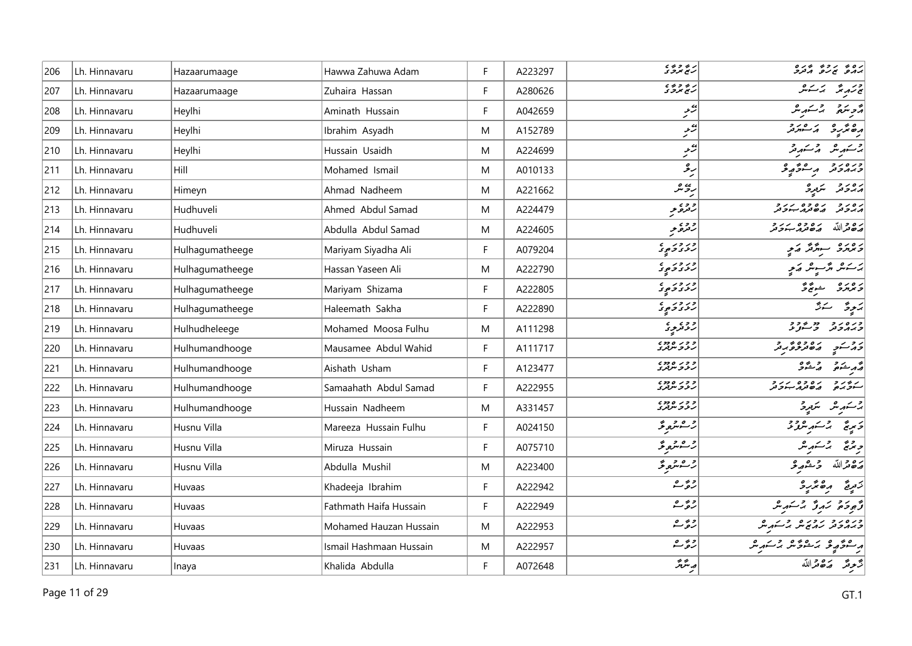| 206 | Lh. Hinnavaru | Hazaarumaage | Hawwa Zahuwa Adam | F | A223297 | ز ج بر و ى | بروج ى رو ج ەروه |
|---|---|---|---|---|---|---|---|
| 207 | Lh. Hinnavaru | Hazaarumaage | Zuhaira Hassan | F | A280626 | ز ج بر و ى | ج زمر بر بر سەش |
| 208 | Lh. Hinnavaru | Heylhi | Aminath Hussain | F | A042659 | ئى ئو | ەر و سرە برستمەر ش |
| 209 | Lh. Hinnavaru | Heylhi | Ibrahim Asyadh | M | A152789 | ئى ئو | ەر ە ئۇر و ەستەرتر |
| 210 | Lh. Hinnavaru | Heylhi | Hussain Usaidh | M | A224699 | ئى ئو | برستمەر ش ەرستمەر تر |
| 211 | Lh. Hinnavaru | Hill | Mohamed Ismail | M | A010133 | رو | ورەرو ەرسو ئەر و |
| 212 | Lh. Hinnavaru | Himeyn | Ahmad Nadheem | M | A221662 | رو ش | ەرەر ئر سرىرو |
| 213 | Lh. Hinnavaru | Hudhuveli | Ahmed Abdul Samad | M | A224479 | رترو مو | ەرەر ئر ەھەرە سەرىر |
| 214 | Lh. Hinnavaru | Hudhuveli | Abdulla Abdul Samad | M | A224605 | رترو مو | ەھەراللە ەھەرە سەرىر |
| 215 | Lh. Hinnavaru | Hulhagumatheege | Mariyam Siyadha Ali | F | A079204 | رىرە ئر ئو ي | ئەبەرە سوبرى ەئو |
| 216 | Lh. Hinnavaru | Hulhagumatheege | Hassan Yaseen Ali | M | A222790 | رىرە ئر ئو ي | برسەش برسوش ەئو |
| 217 | Lh. Hinnavaru | Hulhagumatheege | Mariyam Shizama | F | A222805 | رىرە ئر ئو ي | ئەبەرە شوتمۇ |
| 218 | Lh. Hinnavaru | Hulhagumatheege | Haleemath Sakha | F | A222890 | رىرە ئر ئو ي | بر ئوچ سەر |
| 219 | Lh. Hinnavaru | Hulhudheleege | Mohamed Moosa Fulhu | M | A111298 | رىتر ئو ي | ورەرو وسە ئو |
| 220 | Lh. Hinnavaru | Hulhumandhooge | Mausamee Abdul Wahid | F | A111717 | رىر ەدد ي | ئەرسىو ەھەرە ئەبەتر |
| 221 | Lh. Hinnavaru | Hulhumandhooge | Aishath Usham | F | A123477 | رىر ەدد ي | ەمرشىم ەشۇ |
| 222 | Lh. Hinnavaru | Hulhumandhooge | Samaahath Abdul Samad | F | A222955 | رىر ەدد ي | سۇبرىم ەھەرە سەرىر |
| 223 | Lh. Hinnavaru | Hulhumandhooge | Hussain Nadheem | M | A331457 | رىر ەدد ي | برستمەر ش سرىرو |
| 224 | Lh. Hinnavaru | Husnu Villa | Mareeza Hussain Fulhu | F | A024150 | رسەسرو ئۇ | ئەبرىج برستمەر شرو ئو |
| 225 | Lh. Hinnavaru | Husnu Villa | Miruza Hussain | F | A075710 | رسەسرو ئۇ | وبرتج برستمەر ش |
| 226 | Lh. Hinnavaru | Husnu Villa | Abdulla Mushil | M | A223400 | رسەسرو ئۇ | ەھەراللە وشەرو |
| 227 | Lh. Hinnavaru | Huvaas | Khadeeja Ibrahim | F | A222942 | رۇ ش | زىرىج ەرھ ئۇرو |
| 228 | Lh. Hinnavaru | Huvaas | Fathmath Haifa Hussain | F | A222949 | رۇ ش | ۇجوچە برمرۇ برستمەر ش |
| 229 | Lh. Hinnavaru | Huvaas | Mohamed Hauzan Hussain | M | A222953 | رۇ ش | ورەرو بررىج ش برستمەر ش |
| 230 | Lh. Hinnavaru | Huvaas | Ismail Hashmaan Hussain | M | A222957 | رۇ ش | ەرسو ئەر و برشوش برستمەر ش |
| 231 | Lh. Hinnavaru | Inaya | Khalida Abdulla | F | A072648 | ەر سرىر | ئزوتر ەھەراللە |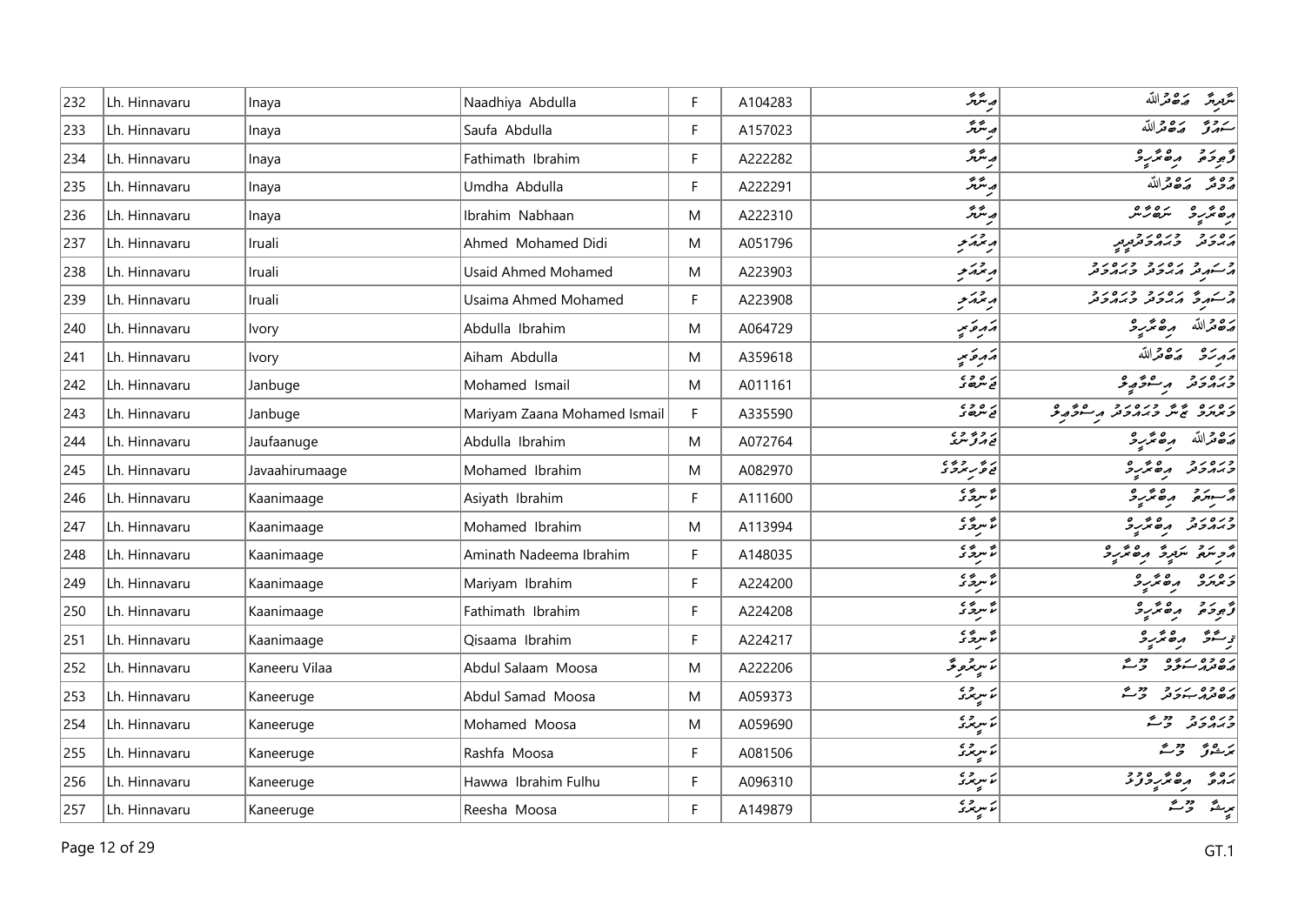| 232 | Lh. Hinnavaru | Inaya | Naadhiya Abdulla | F | A104283 | ޢިނާޔާ | ނާދިޔާ އަބްދުﷲ |
|---|---|---|---|---|---|---|---|
| 233 | Lh. Hinnavaru | Inaya | Saufa Abdulla | F | A157023 | ޢިނާޔާ | ސައުފާ އަބްދުﷲ |
| 234 | Lh. Hinnavaru | Inaya | Fathimath Ibrahim | F | A222282 | ޢިނާޔާ | ފާތިމަތު އިބްރާހީމް |
| 235 | Lh. Hinnavaru | Inaya | Umdha Abdulla | F | A222291 | ޢިނާޔާ | އުމްދާ އަބްދުﷲ |
| 236 | Lh. Hinnavaru | Inaya | Ibrahim Nabhaan | M | A222310 | ޢިނާޔާ | އިބްރާހީމް ނަބްހާން |
| 237 | Lh. Hinnavaru | Iruali | Ahmed Mohamed Didi | M | A051796 | އިރުއަލި | އަހްމަދު މުޙައްމަދުދީދީ |
| 238 | Lh. Hinnavaru | Iruali | Usaid Ahmed Mohamed | M | A223903 | އިރުއަލި | އުސައިދު އަހްމަދު މުޙައްމަދު |
| 239 | Lh. Hinnavaru | Iruali | Usaima Ahmed Mohamed | F | A223908 | އިރުއަލި | އުސައިމާ އަހްމަދު މުޙައްމަދު |
| 240 | Lh. Hinnavaru | Ivory | Abdulla Ibrahim | M | A064729 | އައިވަރީ | އަބްދުﷲ އިބްރާހީމް |
| 241 | Lh. Hinnavaru | Ivory | Aiham Abdulla | M | A359618 | އައިވަރީ | އައިހަމް އަބްދުﷲ |
| 242 | Lh. Hinnavaru | Janbuge | Mohamed Ismail | M | A011161 | ޖަންބުގެ | މުޙައްމަދު އިސްމާޢީލް |
| 243 | Lh. Hinnavaru | Janbuge | Mariyam Zaana Mohamed Ismail | F | A335590 | ޖަންބުގެ | މަރިޔަމް ޒާނާ މުޙައްމަދު އިސްމާޢީލް |
| 244 | Lh. Hinnavaru | Jaufaanuge | Abdulla Ibrahim | M | A072764 | ޖައުފާނުގެ | އަބްދުﷲ އިބްރާހީމް |
| 245 | Lh. Hinnavaru | Javaahirumaage | Mohamed Ibrahim | M | A082970 | ޖަވާހިރުމާގެ | މުޙައްމަދު އިބްރާހީމް |
| 246 | Lh. Hinnavaru | Kaanimaage | Asiyath Ibrahim | F | A111600 | ކާނިމާގެ | އާސިޔަތު އިބްރާހީމް |
| 247 | Lh. Hinnavaru | Kaanimaage | Mohamed Ibrahim | M | A113994 | ކާނިމާގެ | މުޙައްމަދު އިބްރާހީމް |
| 248 | Lh. Hinnavaru | Kaanimaage | Aminath Nadeema Ibrahim | F | A148035 | ކާނިމާގެ | އާމިނަތު ނަދީމާ އިބްރާހީމް |
| 249 | Lh. Hinnavaru | Kaanimaage | Mariyam Ibrahim | F | A224200 | ކާނިމާގެ | މަރިޔަމް އިބްރާހީމް |
| 250 | Lh. Hinnavaru | Kaanimaage | Fathimath Ibrahim | F | A224208 | ކާނިމާގެ | ފާތިމަތު އިބްރާހީމް |
| 251 | Lh. Hinnavaru | Kaanimaage | Qisaama Ibrahim | F | A224217 | ކާނިމާގެ | ޤިސާމާ އިބްރާހީމް |
| 252 | Lh. Hinnavaru | Kaneeru Vilaa | Abdul Salaam Moosa | M | A222206 | ކަނީރުވިލާ | އަބްދުއްސަލާމް މޫސާ |
| 253 | Lh. Hinnavaru | Kaneeruge | Abdul Samad Moosa | M | A059373 | ކަނީރުގެ | އަބްދުއްސަމަދު މޫސާ |
| 254 | Lh. Hinnavaru | Kaneeruge | Mohamed Moosa | M | A059690 | ކަނީރުގެ | މުޙައްމަދު މޫސާ |
| 255 | Lh. Hinnavaru | Kaneeruge | Rashfa Moosa | F | A081506 | ކަނީރުގެ | ރަޝްފާ މޫސާ |
| 256 | Lh. Hinnavaru | Kaneeruge | Hawwa Ibrahim Fulhu | F | A096310 | ކަނީރުގެ | ހައްވާ އިބްރާހީމްފުޅު |
| 257 | Lh. Hinnavaru | Kaneeruge | Reesha Moosa | F | A149879 | ކަނީރުގެ | ރީޝާ މޫސާ |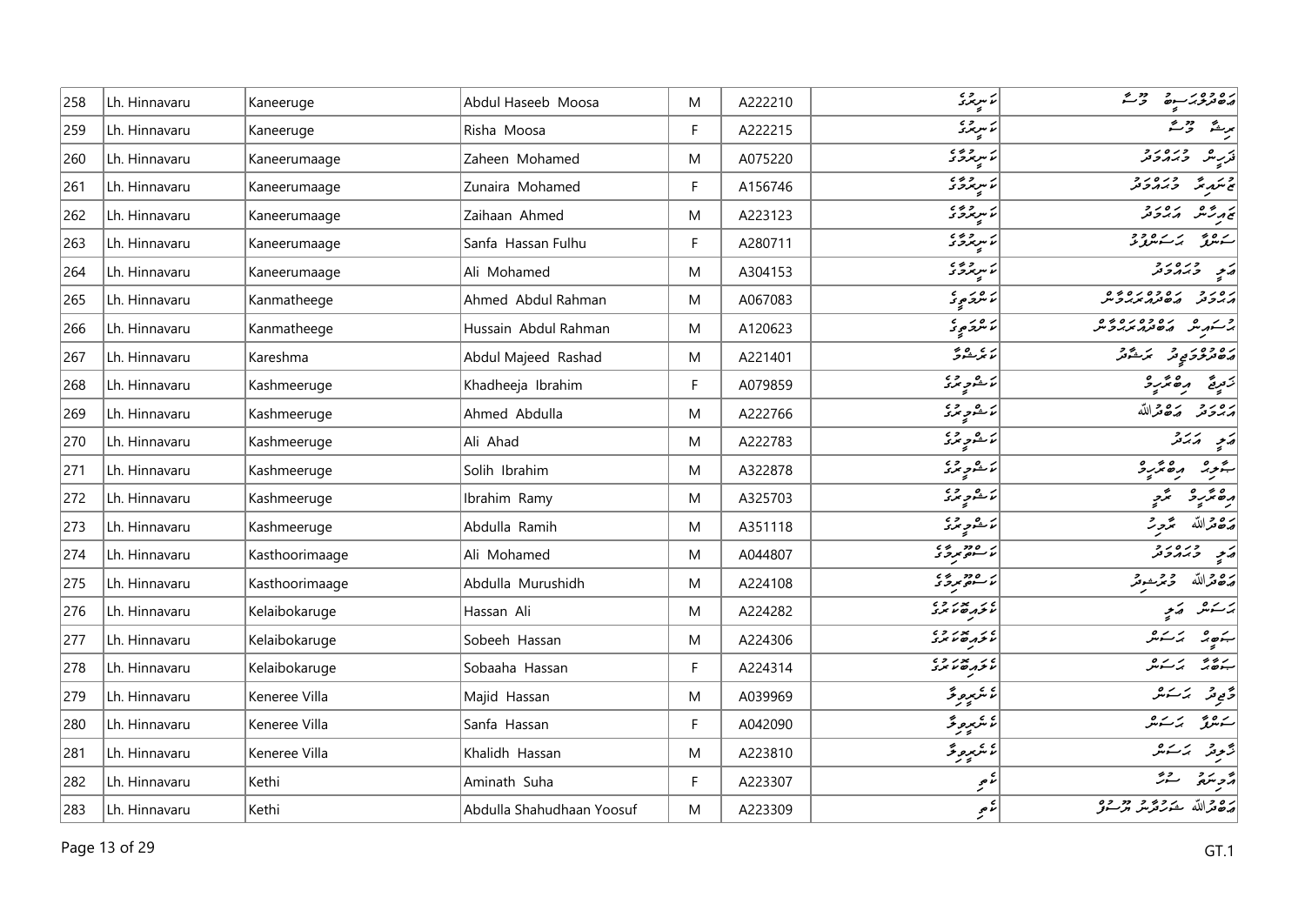| 258 | Lh. Hinnavaru | Kaneeruge | Abdul Haseeb Moosa | M | A222210 | ކަނީރުގެ | އަބްދުލްހަސީބު މޫސާ |
|---|---|---|---|---|---|---|---|
| 259 | Lh. Hinnavaru | Kaneeruge | Risha Moosa | F | A222215 | ކަނީރުގެ | ރިޝާ މޫސާ |
| 260 | Lh. Hinnavaru | Kaneerumaage | Zaheen Mohamed | M | A075220 | ކަނީރުމާގެ | ޒަހީން މުހައްމަދު |
| 261 | Lh. Hinnavaru | Kaneerumaage | Zunaira Mohamed | F | A156746 | ކަނީރުމާގެ | ޒުނައިރާ މުހައްމަދު |
| 262 | Lh. Hinnavaru | Kaneerumaage | Zaihaan Ahmed | M | A223123 | ކަނީރުމާގެ | ޒައިހާން އަޙްމަދު |
| 263 | Lh. Hinnavaru | Kaneerumaage | Sanfa Hassan Fulhu | F | A280711 | ކަނީރުމާގެ | ސަންފާ ހަސަންފުޅު |
| 264 | Lh. Hinnavaru | Kaneerumaage | Ali Mohamed | M | A304153 | ކަނީރުމާގެ | އަލި މުހައްމަދު |
| 265 | Lh. Hinnavaru | Kanmatheege | Ahmed Abdul Rahman | M | A067083 | ކަންމަތީގެ | އަޙްމަދު އަބްދުއްރަޙްމާން |
| 266 | Lh. Hinnavaru | Kanmatheege | Hussain Abdul Rahman | M | A120623 | ކަންމަތީގެ | ހުސައިން އަބްދުއްރަޙްމާން |
| 267 | Lh. Hinnavaru | Kareshma | Abdul Majeed Rashad | M | A221401 | ކަރެޝްމާ | އަބްދުލްމަޖީދު ރަޝާދު |
| 268 | Lh. Hinnavaru | Kashmeeruge | Khadheeja Ibrahim | F | A079859 | ކަޝްމީރުގެ | ޚަދީޖާ އިބްރާހީމް |
| 269 | Lh. Hinnavaru | Kashmeeruge | Ahmed Abdulla | M | A222766 | ކަޝްމީރުގެ | އަޙްމަދު އަބްދުﷲ |
| 270 | Lh. Hinnavaru | Kashmeeruge | Ali Ahad | M | A222783 | ކަޝްމީރުގެ | އަލި އަޙަދު |
| 271 | Lh. Hinnavaru | Kashmeeruge | Solih Ibrahim | M | A322878 | ކަޝްމީރުގެ | ސާލިހު އިބްރާހީމް |
| 272 | Lh. Hinnavaru | Kashmeeruge | Ibrahim Ramy | M | A325703 | ކަޝްމީރުގެ | އިބްރާހީމް ރާމީ |
| 273 | Lh. Hinnavaru | Kashmeeruge | Abdulla Ramih | M | A351118 | ކަޝްމީރުގެ | އަބްދުﷲ ރާމިހު |
| 274 | Lh. Hinnavaru | Kasthoorimaage | Ali Mohamed | M | A044807 | ކަސްތޫރިމާގެ | އަލި މުހައްމަދު |
| 275 | Lh. Hinnavaru | Kasthoorimaage | Abdulla Murushidh | M | A224108 | ކަސްތޫރިމާގެ | އަބްދުﷲ މުރުޝިދު |
| 276 | Lh. Hinnavaru | Kelaibokaruge | Hassan Ali | M | A224282 | ކެލައިބޮކަރުގެ | ހަސަން އަލި |
| 277 | Lh. Hinnavaru | Kelaibokaruge | Sobeeh Hassan | M | A224306 | ކެލައިބޮކަރުގެ | ސަބީހު ހަސަން |
| 278 | Lh. Hinnavaru | Kelaibokaruge | Sobaaha Hassan | F | A224314 | ކެލައިބޮކަރުގެ | ސަބާހާ ހަސަން |
| 279 | Lh. Hinnavaru | Keneree Villa | Majid Hassan | M | A039969 | ކެނެރީވިލާ | މާޖިދު ހަސަން |
| 280 | Lh. Hinnavaru | Keneree Villa | Sanfa Hassan | F | A042090 | ކެނެރީވިލާ | ސަންފާ ހަސަން |
| 281 | Lh. Hinnavaru | Keneree Villa | Khalidh Hassan | M | A223810 | ކެނެރީވިލާ | ޚާލިދު ހަސަން |
| 282 | Lh. Hinnavaru | Kethi | Aminath Suha | F | A223307 | ކެތި | އާމިނަތު ސުހާ |
| 283 | Lh. Hinnavaru | Kethi | Abdulla Shahudhaan Yoosuf | M | A223309 | ކެތި | އަބްދުﷲ ޝަހުދާން ޔޫސުފް |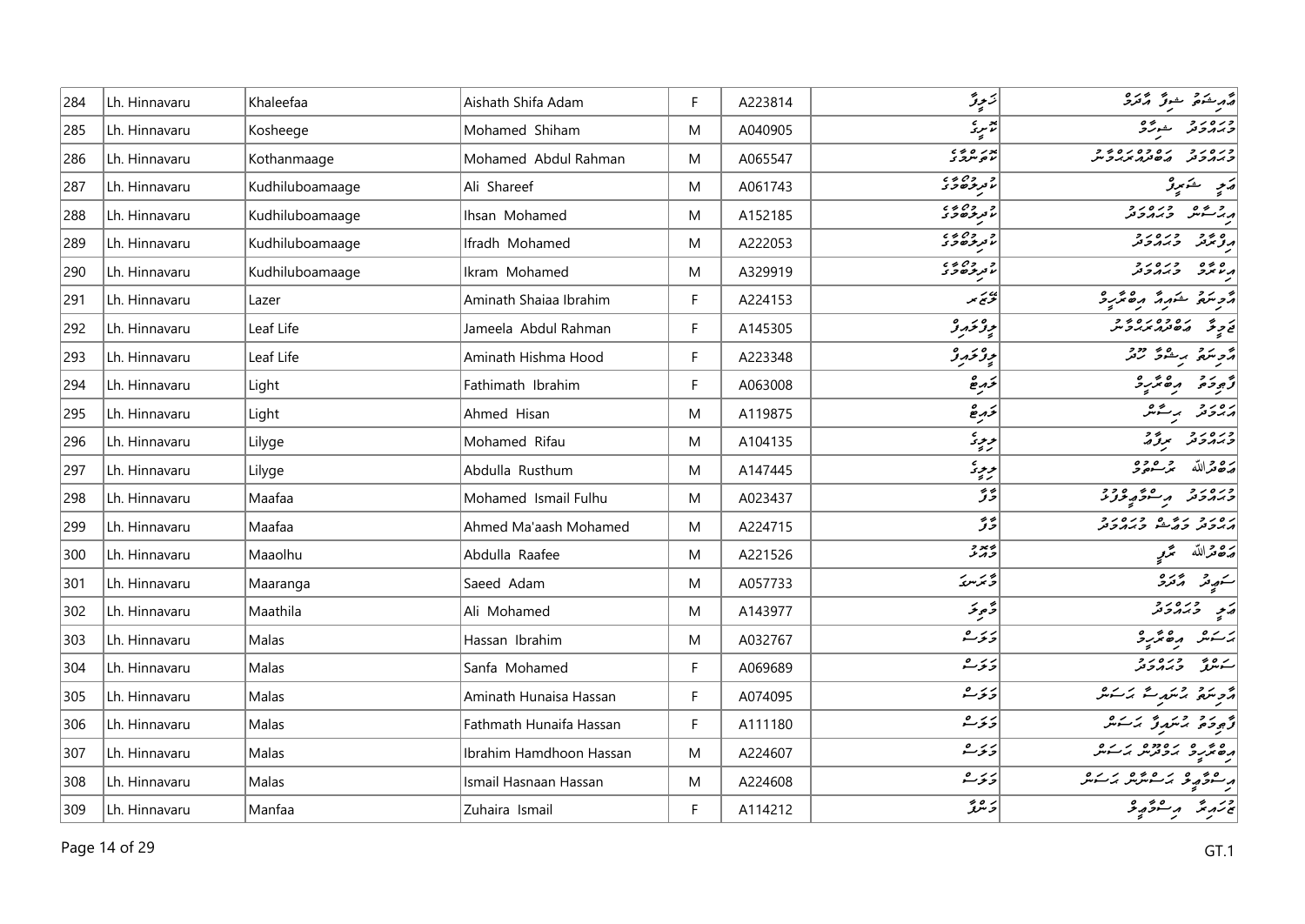| 284 | Lh. Hinnavaru | Khaleefaa | Aishath Shifa Adam | F | A223814 | ޚަލީފާ | އައިޝަތު ޝިފާ އާދަމް |
|---|---|---|---|---|---|---|---|
| 285 | Lh. Hinnavaru | Kosheege | Mohamed Shiham | M | A040905 | ކޯށީގެ | މުހައްމަދު ޝިހާމް |
| 286 | Lh. Hinnavaru | Kothanmaage | Mohamed Abdul Rahman | M | A065547 | ކޯތަންމާގެ | މުހައްމަދު އަބްދުއްރަޙްމާން |
| 287 | Lh. Hinnavaru | Kudhiluboamaage | Ali Shareef | M | A061743 | ކުދިލުބޯމާގެ | އަލި ޝަރީފު |
| 288 | Lh. Hinnavaru | Kudhiluboamaage | Ihsan Mohamed | M | A152185 | ކުދިލުބޯމާގެ | އިޙްސާން މުހައްމަދު |
| 289 | Lh. Hinnavaru | Kudhiluboamaage | Ifradh Mohamed | M | A222053 | ކުދިލުބޯމާގެ | އިފްރާދު މުހައްމަދު |
| 290 | Lh. Hinnavaru | Kudhiluboamaage | Ikram Mohamed | M | A329919 | ކުދިލުބޯމާގެ | އިކްރާމް މުހައްމަދު |
| 291 | Lh. Hinnavaru | Lazer | Aminath Shaiaa Ibrahim | F | A224153 | ލޭޒަރ | އާމިނަތު ޝައިއާ އިބްރާހީމް |
| 292 | Lh. Hinnavaru | Leaf Life | Jameela Abdul Rahman | F | A145305 | ލީފްލައިފް | ޖަމީލާ އަބްދުއްރަޙްމާން |
| 293 | Lh. Hinnavaru | Leaf Life | Aminath Hishma Hood | F | A223348 | ލީފްލައިފް | އާމިނަތު ހިޝްމާ ހޫދު |
| 294 | Lh. Hinnavaru | Light | Fathimath Ibrahim | F | A063008 | ލައިޓް | ފާތިމަތު އިބްރާހީމް |
| 295 | Lh. Hinnavaru | Light | Ahmed Hisan | M | A119875 | ލައިޓް | އަޙްމަދު ހިސާން |
| 296 | Lh. Hinnavaru | Lilyge | Mohamed Rifau | M | A104135 | ލިލީގެ | މުހައްމަދު ރިފާއު |
| 297 | Lh. Hinnavaru | Lilyge | Abdulla Rusthum | M | A147445 | ލިލީގެ | އަބްދުﷲ ރުސްތުމް |
| 298 | Lh. Hinnavaru | Maafaa | Mohamed Ismail Fulhu | M | A023437 | މާފާ | މުހައްމަދު އިސްމާއީލްފުޅު |
| 299 | Lh. Hinnavaru | Maafaa | Ahmed Ma'aash Mohamed | M | A224715 | މާފާ | އަޙްމަދު މައާޝް މުހައްމަދު |
| 300 | Lh. Hinnavaru | Maaolhu | Abdulla Raafee | M | A221526 | މާއޮޅު | އަބްދުﷲ ރާފީ |
| 301 | Lh. Hinnavaru | Maaranga | Saeed Adam | M | A057733 | މާރަންގަ | ސަޢީދު އާދަމް |
| 302 | Lh. Hinnavaru | Maathila | Ali Mohamed | M | A143977 | މާތިލަ | އަލި މުހައްމަދު |
| 303 | Lh. Hinnavaru | Malas | Hassan Ibrahim | M | A032767 | މަލަސް | ހަސަން އިބްރާހީމް |
| 304 | Lh. Hinnavaru | Malas | Sanfa Mohamed | F | A069689 | މަލަސް | ސަންފާ މުހައްމަދު |
| 305 | Lh. Hinnavaru | Malas | Aminath Hunaisa Hassan | F | A074095 | މަލަސް | އާމިނަތު ހުނައިސާ ހަސަން |
| 306 | Lh. Hinnavaru | Malas | Fathmath Hunaifa Hassan | F | A111180 | މަލަސް | ފާތިމަތު ހުނައިފާ ހަސަން |
| 307 | Lh. Hinnavaru | Malas | Ibrahim Hamdhoon Hassan | M | A224607 | މަލަސް | އިބްރާހީމް ހަމްދޫން ހަސަން |
| 308 | Lh. Hinnavaru | Malas | Ismail Hasnaan Hassan | M | A224608 | މަލަސް | އިސްމާއީލް ހަސްނާން ހަސަން |
| 309 | Lh. Hinnavaru | Manfaa | Zuhaira Ismail | F | A114212 | މަންފާ | ޒުހައިރާ އިސްމާއީލް |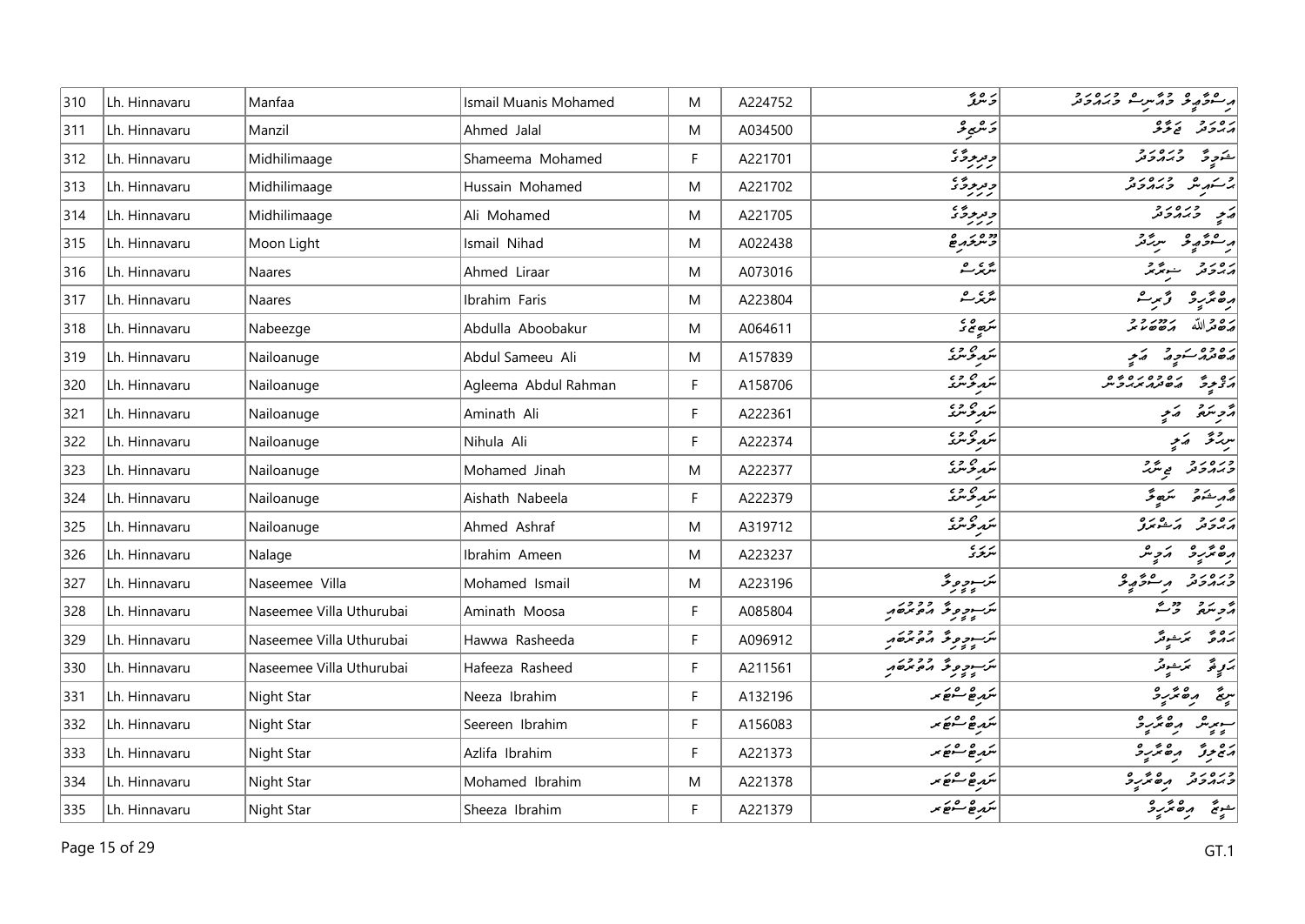| 310 | Lh. Hinnavaru | Manfaa | Ismail Muanis Mohamed | M | A224752 | ޖަންގާ | އިސްމާޢީލް މުއާނިސް މުޙައްމަދު |
|---|---|---|---|---|---|---|---|
| 311 | Lh. Hinnavaru | Manzil | Ahmed Jalal | M | A034500 | މަންޒިލް | އަޙްމަދު ޖަލާލް |
| 312 | Lh. Hinnavaru | Midhilimaage | Shameema Mohamed | F | A221701 | މިދިލިމާގެ | ޝަމީމާ މުޙައްމަދު |
| 313 | Lh. Hinnavaru | Midhilimaage | Hussain Mohamed | M | A221702 | މިދިލިމާގެ | ޙުސައިން މުޙައްމަދު |
| 314 | Lh. Hinnavaru | Midhilimaage | Ali Mohamed | M | A221705 | މިދިލިމާގެ | ޢަލީ މުޙައްމަދު |
| 315 | Lh. Hinnavaru | Moon Light | Ismail Nihad | M | A022438 | މޫންލައިޓް | އިސްމާޢީލް ނިހާދު |
| 316 | Lh. Hinnavaru | Naares | Ahmed Liraar | M | A073016 | ނާރެސް | އަޙްމަދު ލިރާރު |
| 317 | Lh. Hinnavaru | Naares | Ibrahim Faris | M | A223804 | ނާރެސް | އިބްރާހީމް ފާރިސް |
| 318 | Lh. Hinnavaru | Nabeezge | Abdulla Aboobakur | M | A064611 | ނަބީޒްގެ | ޢަބްދުﷲ އަބޫބަކުރު |
| 319 | Lh. Hinnavaru | Nailoanuge | Abdul Sameeu Ali | M | A157839 | ނައިލޯނުގެ | ޢަބްދުލްސަމީޢު ޢަލީ |
| 320 | Lh. Hinnavaru | Nailoanuge | Agleema Abdul Rahman | F | A158706 | ނައިލޯނުގެ | އަގްލީމާ ޢަބްދުއްރަޙްމާން |
| 321 | Lh. Hinnavaru | Nailoanuge | Aminath Ali | F | A222361 | ނައިލޯނުގެ | އާމިނަތު ޢަލީ |
| 322 | Lh. Hinnavaru | Nailoanuge | Nihula Ali | F | A222374 | ނައިލޯނުގެ | ނިހުލާ ޢަލީ |
| 323 | Lh. Hinnavaru | Nailoanuge | Mohamed Jinah | M | A222377 | ނައިލޯނުގެ | މުޙައްމަދު ޖިނާޙް |
| 324 | Lh. Hinnavaru | Nailoanuge | Aishath Nabeela | F | A222379 | ނައިލޯނުގެ | ޢާއިޝަތު ނަބީލާ |
| 325 | Lh. Hinnavaru | Nailoanuge | Ahmed Ashraf | M | A319712 | ނައިލޯނުގެ | އަޙްމަދު އަޝްރަފް |
| 326 | Lh. Hinnavaru | Nalage | Ibrahim Ameen | M | A223237 | ނަލަގެ | އިބްރާހީމް އަމީން |
| 327 | Lh. Hinnavaru | Naseemee Villa | Mohamed Ismail | M | A223196 | ނަސީމީވިލާ | މުޙައްމަދު އިސްމާޢީލް |
| 328 | Lh. Hinnavaru | Naseemee Villa Uthurubai | Aminath Moosa | F | A085804 | ނަސީމީވިލާ އުތުރުބައި | އާމިނަތު މޫސާ |
| 329 | Lh. Hinnavaru | Naseemee Villa Uthurubai | Hawwa Rasheeda | F | A096912 | ނަސީމީވިލާ އުތުރުބައި | ޙައްވާ ރަޝީދާ |
| 330 | Lh. Hinnavaru | Naseemee Villa Uthurubai | Hafeeza Rasheed | F | A211561 | ނަސީމީވިލާ އުތުރުބައި | ޙަފީޡާ ރަޝީދު |
| 331 | Lh. Hinnavaru | Night Star | Neeza Ibrahim | F | A132196 | ނައިޓްސްޓަރ | ނީޒާ އިބްރާހީމް |
| 332 | Lh. Hinnavaru | Night Star | Seereen Ibrahim | F | A156083 | ނައިޓްސްޓަރ | ސީރީން އިބްރާހީމް |
| 333 | Lh. Hinnavaru | Night Star | Azlifa Ibrahim | F | A221373 | ނައިޓްސްޓަރ | އަޒްލިފާ އިބްރާހީމް |
| 334 | Lh. Hinnavaru | Night Star | Mohamed Ibrahim | M | A221378 | ނައިޓްސްޓަރ | މުޙައްމަދު އިބްރާހީމް |
| 335 | Lh. Hinnavaru | Night Star | Sheeza Ibrahim | F | A221379 | ނައިޓްސްޓަރ | ޝީޒާ އިބްރާހީމް |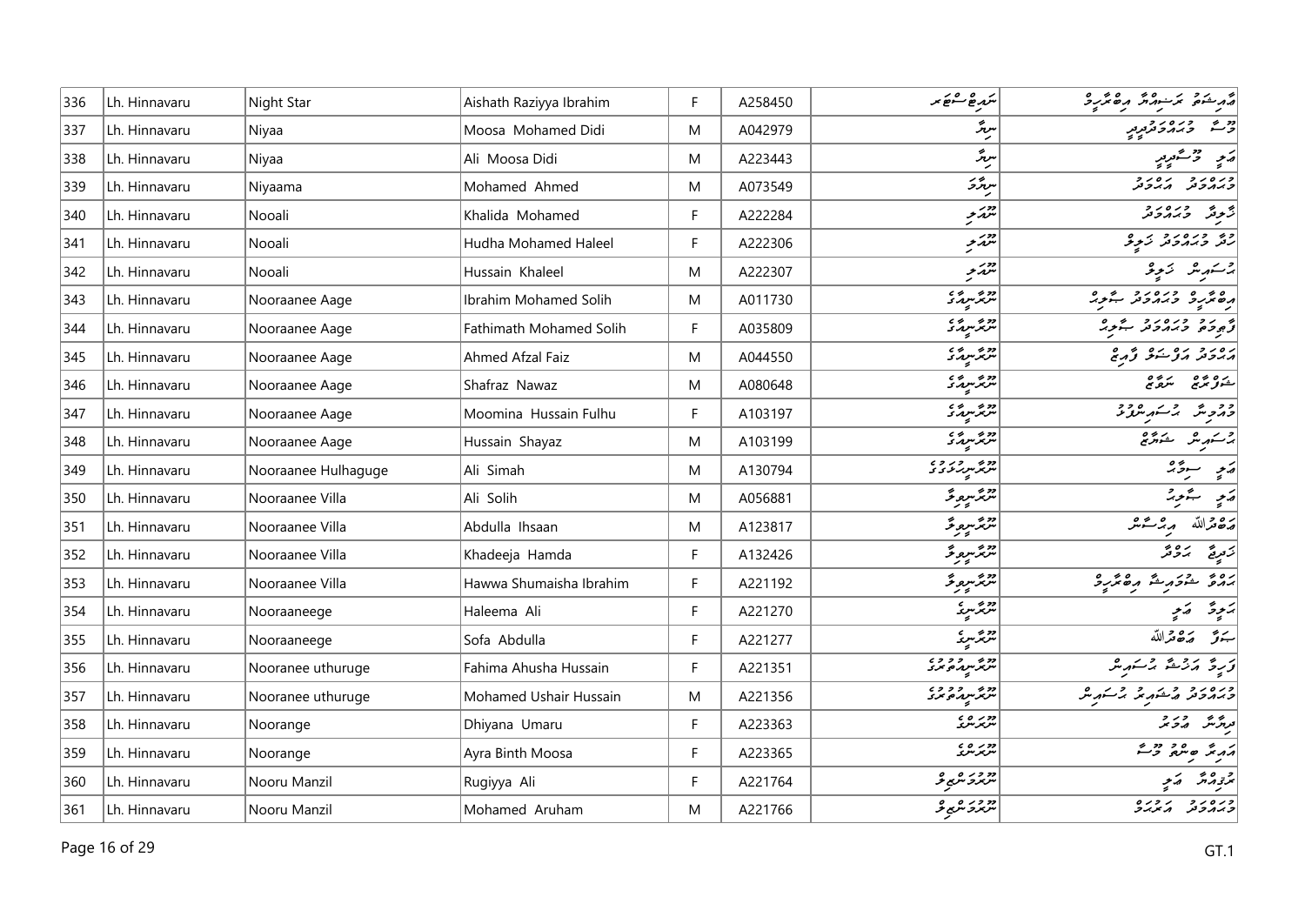| 336 | Lh. Hinnavaru | Night Star | Aishath Raziyya Ibrahim | F | A258450 | سَرِءِ سْءِ سَ | مَّرِشَوَ بَرَسِرِ مَّ رِصْرَّرِ وْ |
|---|---|---|---|---|---|---|---|
| 337 | Lh. Hinnavaru | Niyaa | Moosa Mohamed Didi | M | A042979 | سِرَّ | وَّسَّ وَبَرْمَدَ وَرِ مِرِ |
| 338 | Lh. Hinnavaru | Niyaa | Ali Moosa Didi | M | A223443 | سِرَّ | مَرِ وَّسَّمِرِ مِرِ |
| 339 | Lh. Hinnavaru | Niyaama | Mohamed Ahmed | M | A073549 | سِرَّدَ | وَبَرْمَدَ دَ مَرْدَ دَ |
| 340 | Lh. Hinnavaru | Nooali | Khalida Mohamed | F | A222284 | سْرَمِرِ | زَّمِرِ وَبَرْمَدَ دَ |
| 341 | Lh. Hinnavaru | Nooali | Hudha Mohamed Haleel | F | A222306 | سْرَمِرِ | رُقَ وَبَرْمَدَ دَ زَمِرِ وْ |
| 342 | Lh. Hinnavaru | Nooali | Hussain Khaleel | M | A222307 | سْرَمِرِ | بْرُسَمِرِ سْ زَمِرِ وْ |
| 343 | Lh. Hinnavaru | Nooraanee Aage | Ibrahim Mohamed Solih | M | A011730 | سْرَّسِرِ مَّ وَ | مِرِصْرَّرِ وْ وَبَرْمَدَ دَ سَّمِرِ رُ |
| 344 | Lh. Hinnavaru | Nooraanee Aage | Fathimath Mohamed Solih | F | A035809 | سْرَّسِرِ مَّ وَ | وَّمِرِ وَ وَبَرْمَدَ دَ سَّمِرِ رُ |
| 345 | Lh. Hinnavaru | Nooraanee Aage | Ahmed Afzal Faiz | M | A044550 | سْرَّسِرِ مَّ وَ | مَرْدَ دَ مَرْسَوْ وَّمِرِ جْ |
| 346 | Lh. Hinnavaru | Nooraanee Aage | Shafraz Nawaz | M | A080648 | سْرَّسِرِ مَّ وَ | شَوَّ بَرْجْ سَرَّ جْ |
| 347 | Lh. Hinnavaru | Nooraanee Aage | Moomina Hussain Fulhu | F | A103197 | سْرَّسِرِ مَّ وَ | وُمْرِ سَّ بْرُسَمِرِ سْرُوُ |
| 348 | Lh. Hinnavaru | Nooraanee Aage | Hussain Shayaz | M | A103199 | سْرَّسِرِ مَّ وَ | بْرُسَمِرِ سْ شَمَرَّ جْ |
| 349 | Lh. Hinnavaru | Nooraanee Hulhaguge | Ali Simah | M | A130794 | سْرَّسِرِ رُوْ دَ وُ وَ | مَرِ سِرِوَّ رُ |
| 350 | Lh. Hinnavaru | Nooraanee Villa | Ali Solih | M | A056881 | سْرَّسِرِ وِرِ وَّ | مَرِ سَّمِرِ رُ |
| 351 | Lh. Hinnavaru | Nooraanee Villa | Abdulla Ihsaan | M | A123817 | سْرَّسِرِ وِرِ وَّ | مَرْصْرُ اللّٰهُ مِرِ رُسَّ سْ |
| 352 | Lh. Hinnavaru | Nooraanee Villa | Khadeeja Hamda | F | A132426 | سْرَّسِرِ وِرِ وَّ | زَمِرِ جَّ بَرْوَ مَّ |
| 353 | Lh. Hinnavaru | Nooraanee Villa | Hawwa Shumaisha Ibrahim | F | A221192 | سْرَّسِرِ وِرِ وَّ | بَرْمَرْ وَّ شْرُوَ مِرِ شَّ مِرِصْرَّرِ وْ |
| 354 | Lh. Hinnavaru | Nooraaneege | Haleema Ali | F | A221270 | سْرَّسِرِ وَ | بَرِوِ وَّ مَرِ |
| 355 | Lh. Hinnavaru | Nooraaneege | Sofa Abdulla | F | A221277 | سْرَّسِرِ وَ | سَوَّ مَرْصْرُ اللّٰهُ |
| 356 | Lh. Hinnavaru | Nooranee uthuruge | Fahima Ahusha Hussain | F | A221351 | سْرَّسِرِ مَ وُ مَرُ وَ | وَّرِ وَّ مَرْشَّ بْرُسَمِرِ سْ |
| 357 | Lh. Hinnavaru | Nooranee uthuruge | Mohamed Ushair Hussain | M | A221356 | سْرَّسِرِ مَ وُ مَرُ وَ | وَبَرْمَدَ دَ مْرْشَمَرِ بْرُسَمِرِ سْ |
| 358 | Lh. Hinnavaru | Noorange | Dhiyana Umaru | F | A223363 | سْرَ سْرَ وَ | مِرِ مَرْسَّ مْرْوَ بَرْ |
| 359 | Lh. Hinnavaru | Noorange | Ayra Binth Moosa | F | A223365 | سْرَ سْرَ وَ | مَمِرِ بَّ صِرِ سْرَجْ وَّسَّ |
| 360 | Lh. Hinnavaru | Nooru Manzil | Rugiyya Ali | F | A221764 | سْرَبْرُ وَ سْرِ وْ | بْرُوِ مَّ مَّ مَرِ |
| 361 | Lh. Hinnavaru | Nooru Manzil | Mohamed Aruham | M | A221766 | سْرَبْرُ وَ سْرِ وْ | وَبَرْمَدَ دَ مَبْرُبَرْ وْ |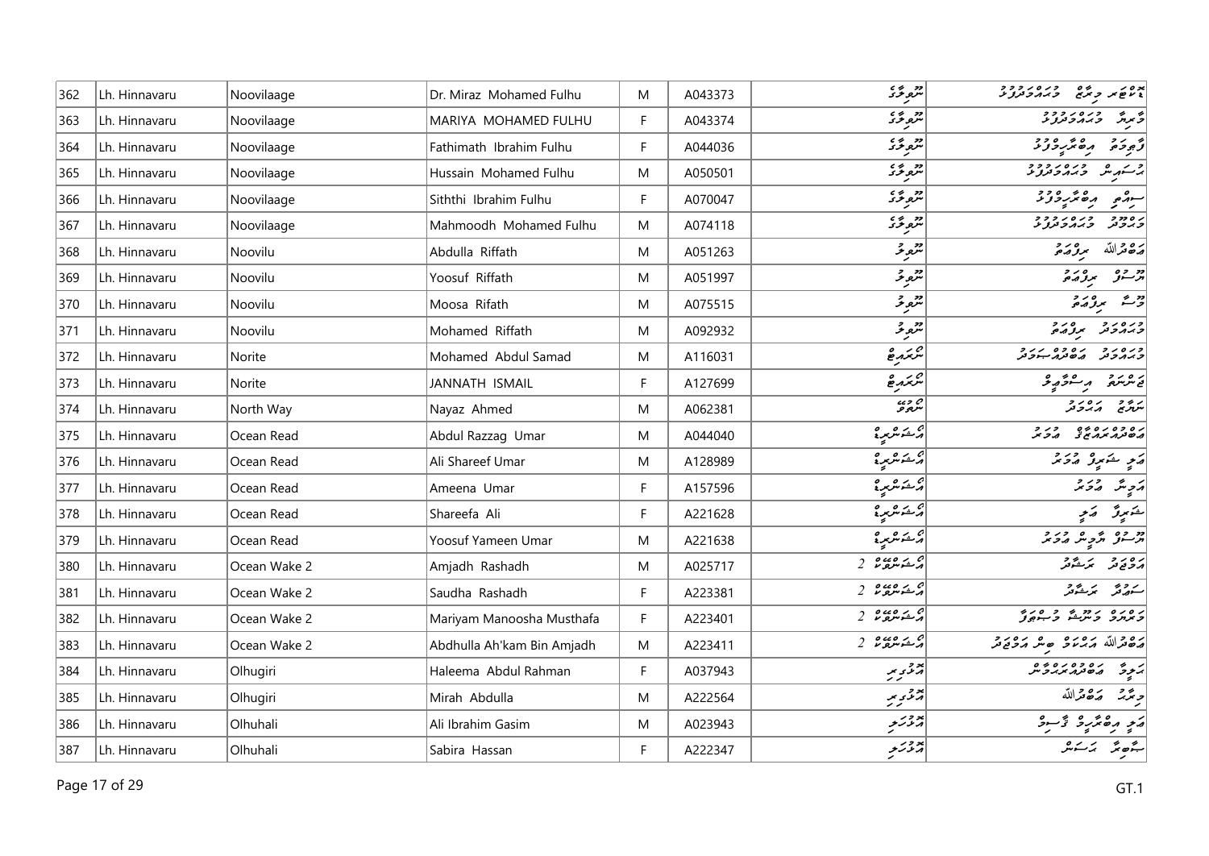| 362 | Lh. Hinnavaru | Noovilaage | Dr. Miraz Mohamed Fulhu | M | A043373 | ސޫވިލާގެ | ޑރ.މިރާޒް މުހައްމަދުފުޅު |
|---|---|---|---|---|---|---|---|
| 363 | Lh. Hinnavaru | Noovilaage | MARIYA MOHAMED FULHU | F | A043374 | ނޫވިލާގެ | މާރިޔާ މުހައްމަދުފުޅު |
| 364 | Lh. Hinnavaru | Noovilaage | Fathimath Ibrahim Fulhu | F | A044036 | ނޫވިލާގެ | ފާތިމަތު އިބްރާހީމްފުޅު |
| 365 | Lh. Hinnavaru | Noovilaage | Hussain Mohamed Fulhu | M | A050501 | ނޫވިލާގެ | ހުސައިން މުހައްމަދުފުޅު |
| 366 | Lh. Hinnavaru | Noovilaage | Siththi Ibrahim Fulhu | F | A070047 | ނޫވިލާގެ | ސިއްތި އިބްރާހީމްފުޅު |
| 367 | Lh. Hinnavaru | Noovilaage | Mahmoodh Mohamed Fulhu | M | A074118 | ނޫވިލާގެ | މަޙްމޫދު މުހައްމަދުފުޅު |
| 368 | Lh. Hinnavaru | Noovilu | Abdulla Riffath | M | A051263 | ނޫވިލު | އަބްދުﷲ ރިފްއަތު |
| 369 | Lh. Hinnavaru | Noovilu | Yoosuf Riffath | M | A051997 | ނޫވިލު | ޔޫސުފް ރިފްއަތު |
| 370 | Lh. Hinnavaru | Noovilu | Moosa Rifath | M | A075515 | ނޫވިލު | މޫސާ ރިފްއަތު |
| 371 | Lh. Hinnavaru | Noovilu | Mohamed Riffath | M | A092932 | ނޫވިލު | މުހައްމަދު ރިފްއަތު |
| 372 | Lh. Hinnavaru | Norite | Mohamed Abdul Samad | M | A116031 | ނޮރައިޓް | މުހައްމަދު އަބްދުލްސަމަދު |
| 373 | Lh. Hinnavaru | Norite | JANNATH ISMAIL | F | A127699 | ނޮރައިޓް | ޖަންނަތު އިސްމާޢީލް |
| 374 | Lh. Hinnavaru | North Way | Nayaz Ahmed | M | A062381 | ނޯތްވޭ | ނަޔާޒް އަހްމަދު |
| 375 | Lh. Hinnavaru | Ocean Read | Abdul Razzag Umar | M | A044040 | އޯޝަންރީޑް | އަބްދުއްރައްޒާގު ޢުމަރު |
| 376 | Lh. Hinnavaru | Ocean Read | Ali Shareef Umar | M | A128989 | އޯޝަންރީޑް | އަލި ޝަރީފް ޢުމަރު |
| 377 | Lh. Hinnavaru | Ocean Read | Ameena Umar | F | A157596 | އޯޝަންރީޑް | އަމީނާ ޢުމަރު |
| 378 | Lh. Hinnavaru | Ocean Read | Shareefa Ali | F | A221628 | އޯޝަންރީޑް | ޝަރީފާ އަލި |
| 379 | Lh. Hinnavaru | Ocean Read | Yoosuf Yameen Umar | M | A221638 | އޯޝަންރީޑް | ޔޫސުފް ޔާމީން ޢުމަރު |
| 380 | Lh. Hinnavaru | Ocean Wake 2 | Amjadh Rashadh | M | A025717 | އޯޝަންވޭކް 2 | އަމްޖަދު ރަޝާދު |
| 381 | Lh. Hinnavaru | Ocean Wake 2 | Saudha Rashadh | F | A223381 | އޯޝަންވޭކް 2 | ސައުދާ ރަޝާދު |
| 382 | Lh. Hinnavaru | Ocean Wake 2 | Mariyam Manoosha Musthafa | F | A223401 | އޯޝަންވޭކް 2 | މަރިޔަމް މަނޫޝާ މުސްތަފާ |
| 383 | Lh. Hinnavaru | Ocean Wake 2 | Abdhulla Ah'kam Bin Amjadh | M | A223411 | އޯޝަންވޭކް 2 | އަބްދުﷲ އަޙްކާމް ބިން އަމްޖަދު |
| 384 | Lh. Hinnavaru | Olhugiri | Haleema Abdul Rahman | F | A037943 | އޮޅުގިރި | ހަލީމާ އަބްދުއްރަޙްމާން |
| 385 | Lh. Hinnavaru | Olhugiri | Mirah Abdulla | M | A222564 | އޮޅުގިރި | މިރާހު އަބްދުﷲ |
| 386 | Lh. Hinnavaru | Olhuhali | Ali Ibrahim Gasim | M | A023943 | އޮޅުހަލި | އަލި އިބްރާހީމް ޤާސިމް |
| 387 | Lh. Hinnavaru | Olhuhali | Sabira Hassan | F | A222347 | އޮޅުހަލި | ސާބިރާ ހަސަން |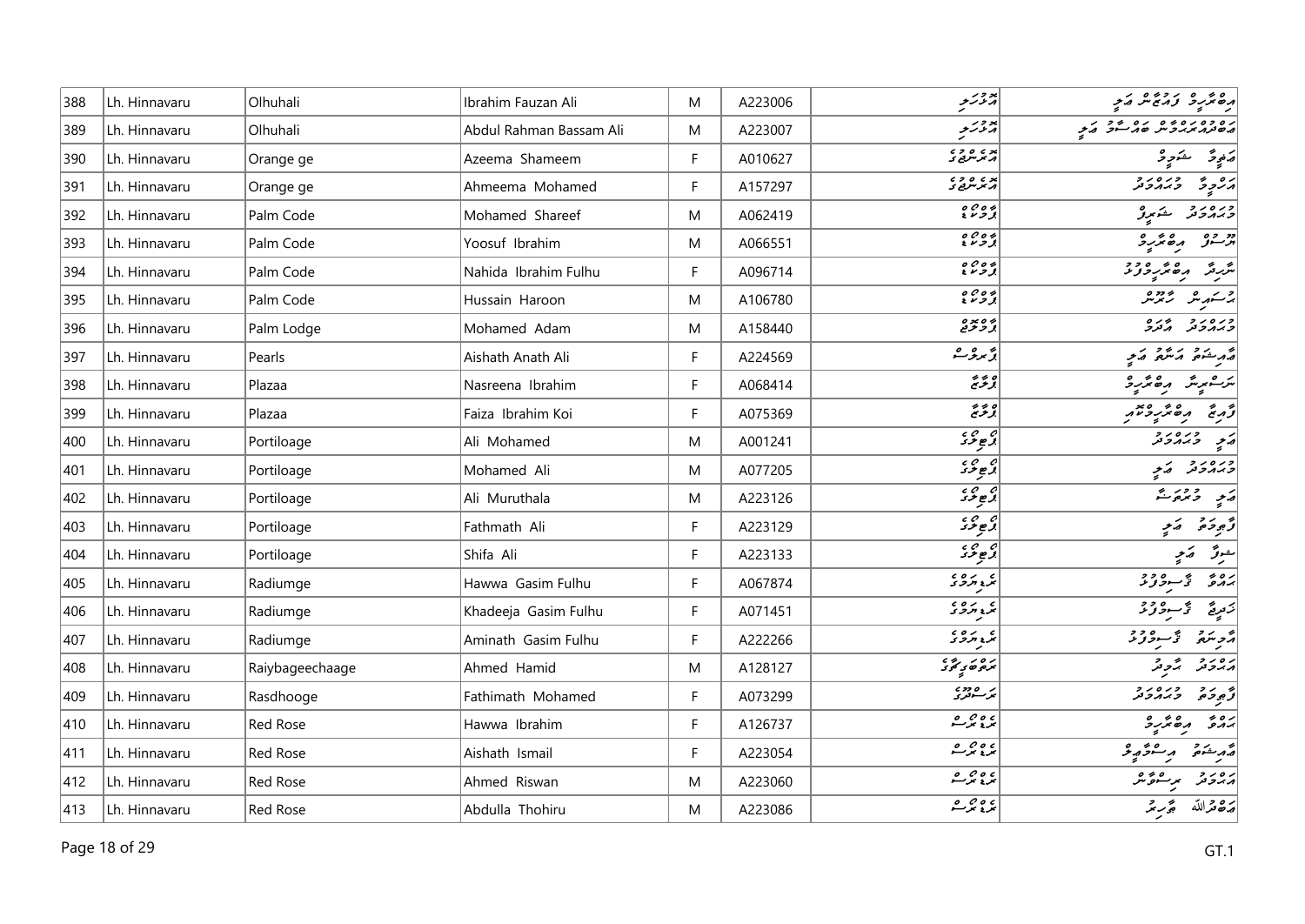| 388 | Lh. Hinnavaru | Olhuhali | Ibrahim Fauzan Ali | M | A223006 | ޢުޅުހަޅި | އިބްރާހީމް ފައުޒާން އަލި |
|---|---|---|---|---|---|---|---|
| 389 | Lh. Hinnavaru | Olhuhali | Abdul Rahman Bassam Ali | M | A223007 | ޢުޅުހަޅި | އަބްދުއްރަޙްމާން ބައްސާމް އަލި |
| 390 | Lh. Hinnavaru | Orange ge | Azeema Shameem | F | A010627 | އޮރެންޖްގެ | އަޒީމާ ޝަމީމް |
| 391 | Lh. Hinnavaru | Orange ge | Ahmeema Mohamed | F | A157297 | އޮރެންޖްގެ | އަޙްމީމާ މުޙައްމަދު |
| 392 | Lh. Hinnavaru | Palm Code | Mohamed Shareef | M | A062419 | ޕާމްކޯޑް | މުޙައްމަދު ޝަރީފް |
| 393 | Lh. Hinnavaru | Palm Code | Yoosuf Ibrahim | M | A066551 | ޕާމްކޯޑް | ޔޫސުފް އިބްރާހީމް |
| 394 | Lh. Hinnavaru | Palm Code | Nahida Ibrahim Fulhu | F | A096714 | ޕާމްކޯޑް | ނާހިދާ އިބްރާހީމްފުޅު |
| 395 | Lh. Hinnavaru | Palm Code | Hussain Haroon | M | A106780 | ޕާމްކޯޑް | ޙުސައިން ހާރޫން |
| 396 | Lh. Hinnavaru | Palm Lodge | Mohamed Adam | M | A158440 | ޕާމްލޮޖް | މުޙައްމަދު އާދަމް |
| 397 | Lh. Hinnavaru | Pearls | Aishath Anath Ali | F | A224569 | ޕާރލްސް | އައިޝަތު އަނަތު އަލި |
| 398 | Lh. Hinnavaru | Plazaa | Nasreena Ibrahim | F | A068414 | ޕްލާޒާ | ނަސްރީނާ އިބްރާހީމް |
| 399 | Lh. Hinnavaru | Plazaa | Faiza Ibrahim Koi | F | A075369 | ޕްލާޒާ | ފާއިޒާ އިބްރާހީމްކޮއި |
| 400 | Lh. Hinnavaru | Portiloage | Ali Mohamed | M | A001241 | ޕޯޓިލޯޖް | އަލި މުޙައްމަދު |
| 401 | Lh. Hinnavaru | Portiloage | Mohamed Ali | M | A077205 | ޕޯޓިލޯޖް | މުޙައްމަދު އަލި |
| 402 | Lh. Hinnavaru | Portiloage | Ali Muruthala | M | A223126 | ޕޯޓިލޯޖް | އަލި މުރުތަލާ |
| 403 | Lh. Hinnavaru | Portiloage | Fathmath Ali | F | A223129 | ޕޯޓިލޯޖް | ފާތިމަތު އަލި |
| 404 | Lh. Hinnavaru | Portiloage | Shifa Ali | F | A223133 | ޕޯޓިލޯޖް | ޝިފާ އަލި |
| 405 | Lh. Hinnavaru | Radiumge | Hawwa Gasim Fulhu | F | A067874 | ރޭޑިއަމްގެ | ޙައްވާ ޤާސިމްފުޅު |
| 406 | Lh. Hinnavaru | Radiumge | Khadeeja Gasim Fulhu | F | A071451 | ރޭޑިއަމްގެ | ޚަދީޖާ ޤާސިމްފުޅު |
| 407 | Lh. Hinnavaru | Radiumge | Aminath Gasim Fulhu | F | A222266 | ރޭޑިއަމްގެ | އާމިނަތު ޤާސިމްފުޅު |
| 408 | Lh. Hinnavaru | Raiybageechaage | Ahmed Hamid | M | A128127 | ރަތްބަގީޗާގެ | އަޙްމަދު ޙާމިދު |
| 409 | Lh. Hinnavaru | Rasdhooge | Fathimath Mohamed | F | A073299 | ރަސްދޫގެ | ފާތިމަތު މުޙައްމަދު |
| 410 | Lh. Hinnavaru | Red Rose | Hawwa Ibrahim | F | A126737 | ރެޑްރޯސް | ޙައްވާ އިބްރާހީމް |
| 411 | Lh. Hinnavaru | Red Rose | Aishath Ismail | F | A223054 | ރެޑްރޯސް | އައިޝަތު އިސްމާއީލް |
| 412 | Lh. Hinnavaru | Red Rose | Ahmed Riswan | M | A223060 | ރެޑްރޯސް | އަޙްމަދު ރިސްވާން |
| 413 | Lh. Hinnavaru | Red Rose | Abdulla Thohiru | M | A223086 | ރެޑްރޯސް | އަބްދުﷲ ތާހިރު |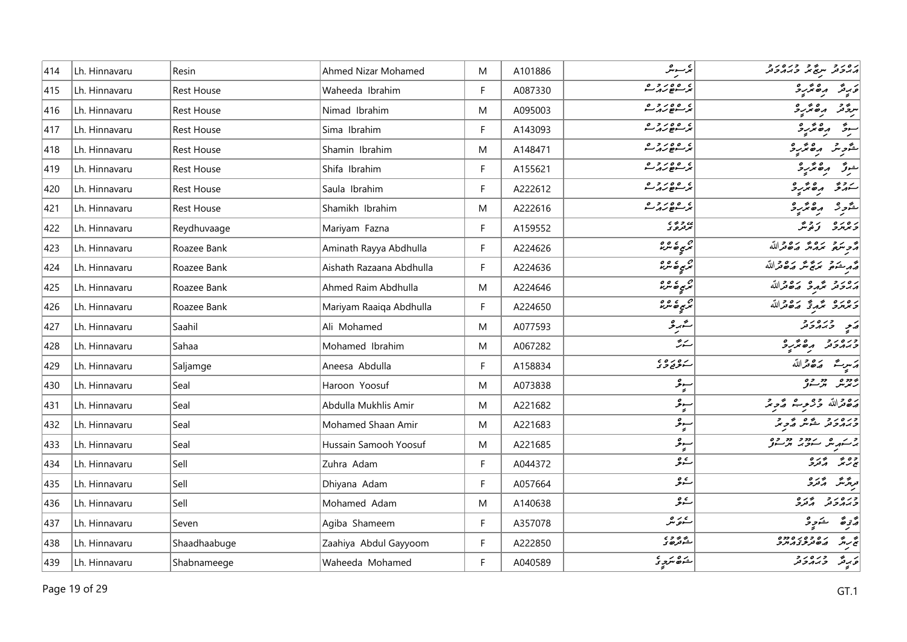| 414 | Lh. Hinnavaru | Resin | Ahmed Nizar Mohamed | M | A101886 | ރެސިން | އަހުމަދު ނިޒާރު މުހައްމަދު |
|---|---|---|---|---|---|---|---|
| 415 | Lh. Hinnavaru | Rest House | Waheeda Ibrahim | F | A087330 | ރެސްޓްހައުސް | ވަހީދާ އިބްރާހީމް |
| 416 | Lh. Hinnavaru | Rest House | Nimad Ibrahim | M | A095003 | ރެސްޓްހައުސް | ނިމާދު އިބްރާހީމް |
| 417 | Lh. Hinnavaru | Rest House | Sima Ibrahim | F | A143093 | ރެސްޓްހައުސް | ސީމާ އިބްރާހީމް |
| 418 | Lh. Hinnavaru | Rest House | Shamin Ibrahim | M | A148471 | ރެސްޓްހައުސް | ޝާމިން އިބްރާހީމް |
| 419 | Lh. Hinnavaru | Rest House | Shifa Ibrahim | F | A155621 | ރެސްޓްހައުސް | ޝިފާ އިބްރާހީމް |
| 420 | Lh. Hinnavaru | Rest House | Saula Ibrahim | F | A222612 | ރެސްޓްހައުސް | ސައުލާ އިބްރާހީމް |
| 421 | Lh. Hinnavaru | Rest House | Shamikh Ibrahim | M | A222616 | ރެސްޓްހައުސް | ޝާމިޚް އިބްރާހީމް |
| 422 | Lh. Hinnavaru | Reydhuvaage | Mariyam Fazna | F | A159552 | ރޭދުވާގެ | މަރިޔަމް ފަޒްނާ |
| 423 | Lh. Hinnavaru | Roazee Bank | Aminath Rayya Abdhulla | F | A224626 | ރޯޒީބޭންކް | އާމިނަތު ރައްޔާ އަބްދުﷲ |
| 424 | Lh. Hinnavaru | Roazee Bank | Aishath Razaana Abdhulla | F | A224636 | ރޯޒީބޭންކް | އާއިޝަތު ރަޒާނާ އަބްދުﷲ |
| 425 | Lh. Hinnavaru | Roazee Bank | Ahmed Raim Abdhulla | M | A224646 | ރޯޒީބޭންކް | އަހުމަދު ރާއިމް އަބްދުﷲ |
| 426 | Lh. Hinnavaru | Roazee Bank | Mariyam Raaiqa Abdhulla | F | A224650 | ރޯޒީބޭންކް | މަރިޔަމް ރާއިޤާ އަބްދުﷲ |
| 427 | Lh. Hinnavaru | Saahil | Ali Mohamed | M | A077593 | ސާހިލް | އަލި މުހައްމަދު |
| 428 | Lh. Hinnavaru | Sahaa | Mohamed Ibrahim | M | A067282 | ސަހާ | މުހައްމަދު އިބްރާހީމް |
| 429 | Lh. Hinnavaru | Saljamge | Aneesa Abdulla | F | A158834 | ސަލްޖަމްގެ | އަނީސާ އަބްދުﷲ |
| 430 | Lh. Hinnavaru | Seal | Haroon Yoosuf | M | A073838 | ސީލް | ހާރޫން ޔޫސުފް |
| 431 | Lh. Hinnavaru | Seal | Abdulla Mukhlis Amir | M | A221682 | ސީލް | އަބްދުﷲ މުޚްލިސް އާމިރު |
| 432 | Lh. Hinnavaru | Seal | Mohamed Shaan Amir | M | A221683 | ސީލް | މުހައްމަދު ޝާން އާމިރު |
| 433 | Lh. Hinnavaru | Seal | Hussain Samooh Yoosuf | M | A221685 | ސީލް | ހުސައިން ސަމޫހު ޔޫސުފް |
| 434 | Lh. Hinnavaru | Sell | Zuhra Adam | F | A044372 | ސެލް | ޒުހުރާ އާދަމް |
| 435 | Lh. Hinnavaru | Sell | Dhiyana Adam | F | A057664 | ސެލް | ދިޔާނާ އާދަމް |
| 436 | Lh. Hinnavaru | Sell | Mohamed Adam | M | A140638 | ސެލް | މުހައްމަދު އާދަމް |
| 437 | Lh. Hinnavaru | Seven | Agiba Shameem | F | A357078 | ސެވަން | އާޤިބާ ޝަމީމް |
| 438 | Lh. Hinnavaru | Shaadhaabuge | Zaahiya Abdul Gayyoom | F | A222850 | ޝާދާބުގެ | ޒާހިޔާ އަބްދުލްގައްޔޫމް |
| 439 | Lh. Hinnavaru | Shabnameege | Waheeda Mohamed | F | A040589 | ޝަބްނަމީގެ | ވަހީދާ މުހައްމަދު |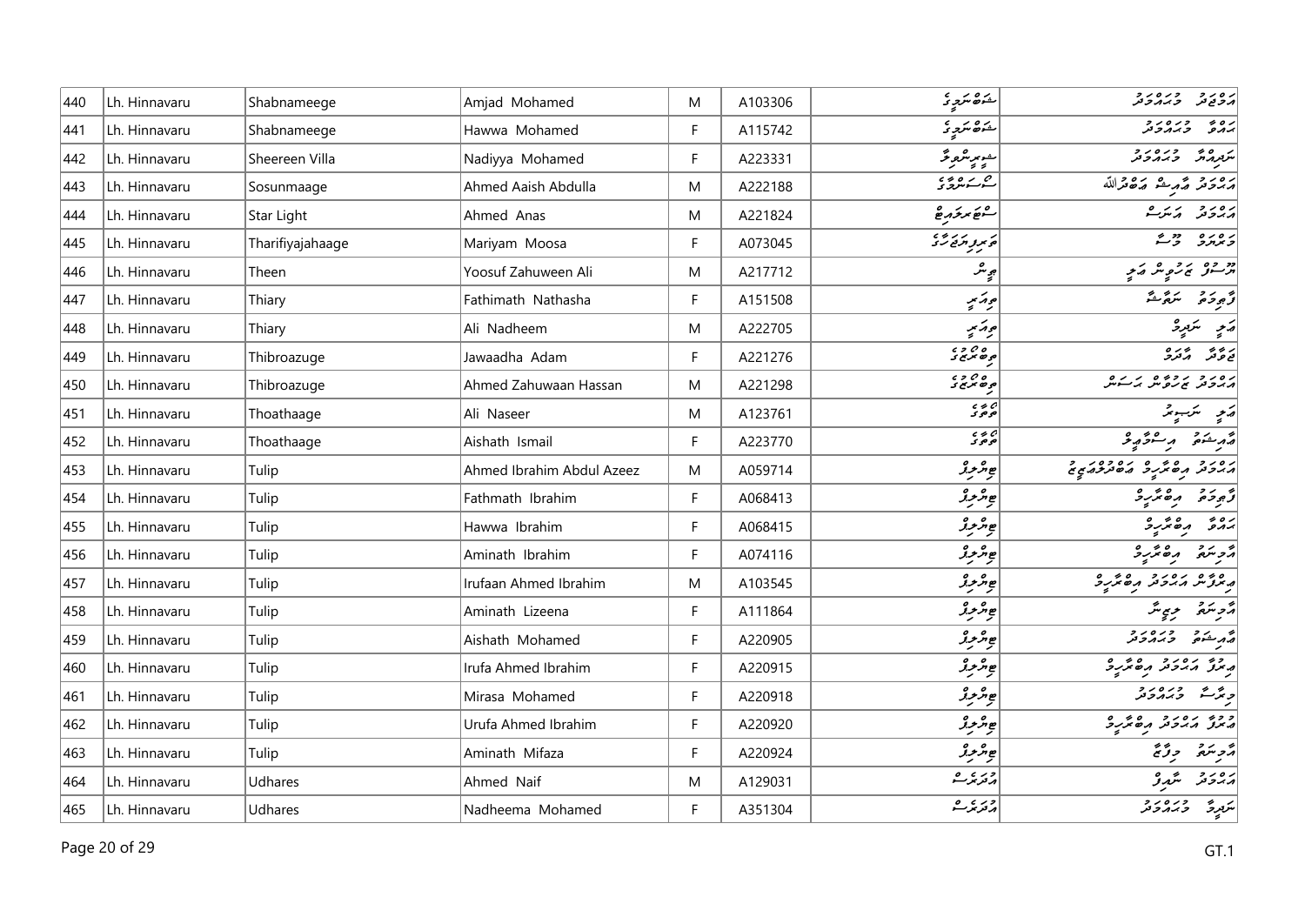| 440 | Lh. Hinnavaru | Shabnameege | Amjad Mohamed | M | A103306 | ޝަބްނަމީގެ | އަމްޖަދު މުހައްމަދު |
|---|---|---|---|---|---|---|---|
| 441 | Lh. Hinnavaru | Shabnameege | Hawwa Mohamed | F | A115742 | ޝަބްނަމީގެ | ހައްވާ މުހައްމަދު |
| 442 | Lh. Hinnavaru | Sheereen Villa | Nadiyya Mohamed | F | A223331 | ޝީރީންވިލާ | ނަދިއްޔާ މުހައްމަދު |
| 443 | Lh. Hinnavaru | Sosunmaage | Ahmed Aaish Abdulla | M | A222188 | ސޮސުންމާގެ | އަހުމަދު އާއިޝް އަބްދުﷲ |
| 444 | Lh. Hinnavaru | Star Light | Ahmed Anas | M | A221824 | ސްޓާރލައިޓް | އަހުމަދު އަނަސް |
| 445 | Lh. Hinnavaru | Tharifiyajahaage | Mariyam Moosa | F | A073045 | ތަރިފިޔަޖަހާގެ | މަރިޔަމް މޫސާ |
| 446 | Lh. Hinnavaru | Theen | Yoosuf Zahuween Ali | M | A217712 | ތީން | ޔޫސުފް ޒަހުވީން އަލި |
| 447 | Lh. Hinnavaru | Thiary | Fathimath Nathasha | F | A151508 | ތިއަރީ | ފާތިމަތު ނަތާޝާ |
| 448 | Lh. Hinnavaru | Thiary | Ali Nadheem | M | A222705 | ތިއަރީ | އަލި ނަދީމް |
| 449 | Lh. Hinnavaru | Thibroazuge | Jawaadha Adam | F | A221276 | ތިބްރޯޒުގެ | ޖަވާދާ އާދަމް |
| 450 | Lh. Hinnavaru | Thibroazuge | Ahmed Zahuwaan Hassan | M | A221298 | ތިބްރޯޒުގެ | އަހުމަދު ޒަހުވާން ހަސަން |
| 451 | Lh. Hinnavaru | Thoathaage | Ali Naseer | M | A123761 | ތޯތާގެ | އަލި ނަސީރު |
| 452 | Lh. Hinnavaru | Thoathaage | Aishath Ismail | F | A223770 | ތޯތާގެ | އާއިޝަތު އިސްމާއީލް |
| 453 | Lh. Hinnavaru | Tulip | Ahmed Ibrahim Abdul Azeez | M | A059714 | ޓިއުލިޕް | އަހުމަދު އިބްރާހީމް އަބްދުލްއަޒީޒް |
| 454 | Lh. Hinnavaru | Tulip | Fathmath Ibrahim | F | A068413 | ޓިއުލިޕް | ފާތިމަތު އިބްރާހީމް |
| 455 | Lh. Hinnavaru | Tulip | Hawwa Ibrahim | F | A068415 | ޓިއުލިޕް | ހައްވާ އިބްރާހީމް |
| 456 | Lh. Hinnavaru | Tulip | Aminath Ibrahim | F | A074116 | ޓިއުލިޕް | އާމިނަތު އިބްރާހީމް |
| 457 | Lh. Hinnavaru | Tulip | Irufaan Ahmed Ibrahim | M | A103545 | ޓިއުލިޕް | އިރުފާން އަހުމަދު އިބްރާހީމް |
| 458 | Lh. Hinnavaru | Tulip | Aminath Lizeena | F | A111864 | ޓިއުލިޕް | އާމިނަތު ލިޒީނާ |
| 459 | Lh. Hinnavaru | Tulip | Aishath Mohamed | F | A220905 | ޓިއުލިޕް | އާއިޝަތު މުހައްމަދު |
| 460 | Lh. Hinnavaru | Tulip | Irufa Ahmed Ibrahim | F | A220915 | ޓިއުލިޕް | އިރުފާ އަހުމަދު އިބްރާހީމް |
| 461 | Lh. Hinnavaru | Tulip | Mirasa Mohamed | F | A220918 | ޓިއުލިޕް | މިރާސާ މުހައްމަދު |
| 462 | Lh. Hinnavaru | Tulip | Urufa Ahmed Ibrahim | F | A220920 | ޓިއުލިޕް | އުރުފާ އަހުމަދު އިބްރާހީމް |
| 463 | Lh. Hinnavaru | Tulip | Aminath Mifaza | F | A220924 | ޓިއުލިޕް | އާމިނަތު މިފާޒާ |
| 464 | Lh. Hinnavaru | Udhares | Ahmed Naif | M | A129031 | އުދަރެސް | އަހުމަދު ނާއިފް |
| 465 | Lh. Hinnavaru | Udhares | Nadheema Mohamed | F | A351304 | އުދަރެސް | ނަދީމާ މުހައްމަދު |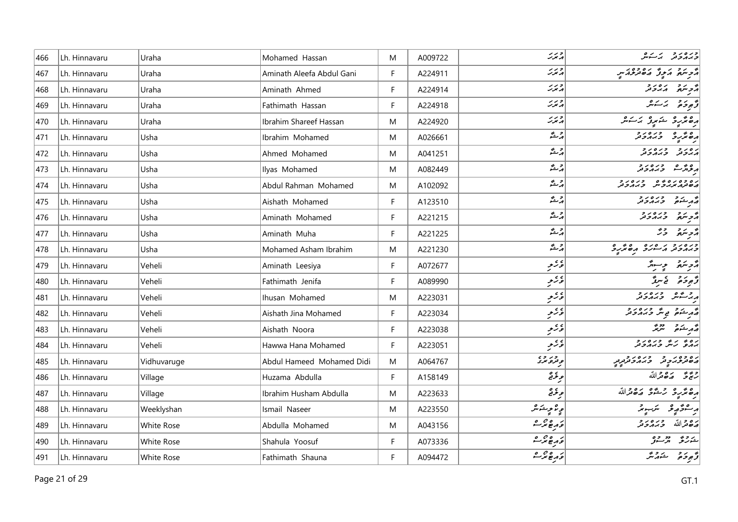| 466 | Lh. Hinnavaru | Uraha | Mohamed Hassan | M | A009722 | އުރަހަ | މުހައްމަދު ހަސަން |
|---|---|---|---|---|---|---|---|
| 467 | Lh. Hinnavaru | Uraha | Aminath Aleefa Abdul Gani | F | A224911 | އުރަހަ | އާމިނަތު އަލީފާ އަބްދުލްޣަނީ |
| 468 | Lh. Hinnavaru | Uraha | Aminath Ahmed | F | A224914 | އުރަހަ | އާމިނަތު އަހުމަދު |
| 469 | Lh. Hinnavaru | Uraha | Fathimath Hassan | F | A224918 | އުރަހަ | ފާތިމަތު ހަސަން |
| 470 | Lh. Hinnavaru | Uraha | Ibrahim Shareef Hassan | M | A224920 | އުރަހަ | އިބްރާހީމް ޝަރީފް ހަސަން |
| 471 | Lh. Hinnavaru | Usha | Ibrahim Mohamed | M | A026661 | އުޝާ | އިބްރާހީމް މުހައްމަދު |
| 472 | Lh. Hinnavaru | Usha | Ahmed Mohamed | M | A041251 | އުޝާ | އަހުމަދު މުހައްމަދު |
| 473 | Lh. Hinnavaru | Usha | Ilyas Mohamed | M | A082449 | އުޝާ | އިލްޔާސް މުހައްމަދު |
| 474 | Lh. Hinnavaru | Usha | Abdul Rahman Mohamed | M | A102092 | އުޝާ | އަބްދުއްރަޙްމާން މުހައްމަދު |
| 475 | Lh. Hinnavaru | Usha | Aishath Mohamed | F | A123510 | އުޝާ | އާއިޝަތު މުހައްމަދު |
| 476 | Lh. Hinnavaru | Usha | Aminath Mohamed | F | A221215 | އުޝާ | އާމިނަތު މުހައްމަދު |
| 477 | Lh. Hinnavaru | Usha | Aminath Muha | F | A221225 | އުޝާ | އާމިނަތު މުހާ |
| 478 | Lh. Hinnavaru | Usha | Mohamed Asham Ibrahim | M | A221230 | އުޝާ | މުހައްމަދު އަޝްހަމް އިބްރާހީމް |
| 479 | Lh. Hinnavaru | Veheli | Aminath Leesiya | F | A072677 | ވެހެލި | އާމިނަތު ލީސިޔާ |
| 480 | Lh. Hinnavaru | Veheli | Fathimath Jenifa | F | A089990 | ވެހެލި | ފާތިމަތު ޖެނިފާ |
| 481 | Lh. Hinnavaru | Veheli | Ihusan Mohamed | M | A223031 | ވެހެލި | އިހުސާން މުހައްމަދު |
| 482 | Lh. Hinnavaru | Veheli | Aishath Jina Mohamed | F | A223034 | ވެހެލި | އާއިޝަތު ޖިނާ މުހައްމަދު |
| 483 | Lh. Hinnavaru | Veheli | Aishath Noora | F | A223038 | ވެހެލި | އާއިޝަތު ނޫރާ |
| 484 | Lh. Hinnavaru | Veheli | Hawwa Hana Mohamed | F | A223051 | ވެހެލި | ހައްވާ ހަނާ މުހައްމަދު |
| 485 | Lh. Hinnavaru | Vidhuvaruge | Abdul Hameed Mohamed Didi | M | A064767 | ވިދުވަރުގެ | އަބްދުލްހަމީދު މުހައްމަދުދީދީ |
| 486 | Lh. Hinnavaru | Village | Huzama Abdulla | F | A158149 | ވިލެޖު | ހުޒާމާ އަބްދުﷲ |
| 487 | Lh. Hinnavaru | Village | Ibrahim Husham Abdulla | M | A223633 | ވިލެޖު | އިބްރާހީމް ހުޝާމް އަބްދުﷲ |
| 488 | Lh. Hinnavaru | Weeklyshan | Ismail Naseer | M | A223550 | ވީކްލީޝަން | އިސްމާއީލް ނަސީރު |
| 489 | Lh. Hinnavaru | White Rose | Abdulla Mohamed | M | A043156 | ވައިޓްރޯސް | އަބްދުﷲ މުހައްމަދު |
| 490 | Lh. Hinnavaru | White Rose | Shahula Yoosuf | F | A073336 | ވައިޓްރޯސް | ޝަހުލާ ޔޫސުފު |
| 491 | Lh. Hinnavaru | White Rose | Fathimath Shauna | F | A094472 | ވައިޓްރޯސް | ފާތިމަތު ޝައުނާ |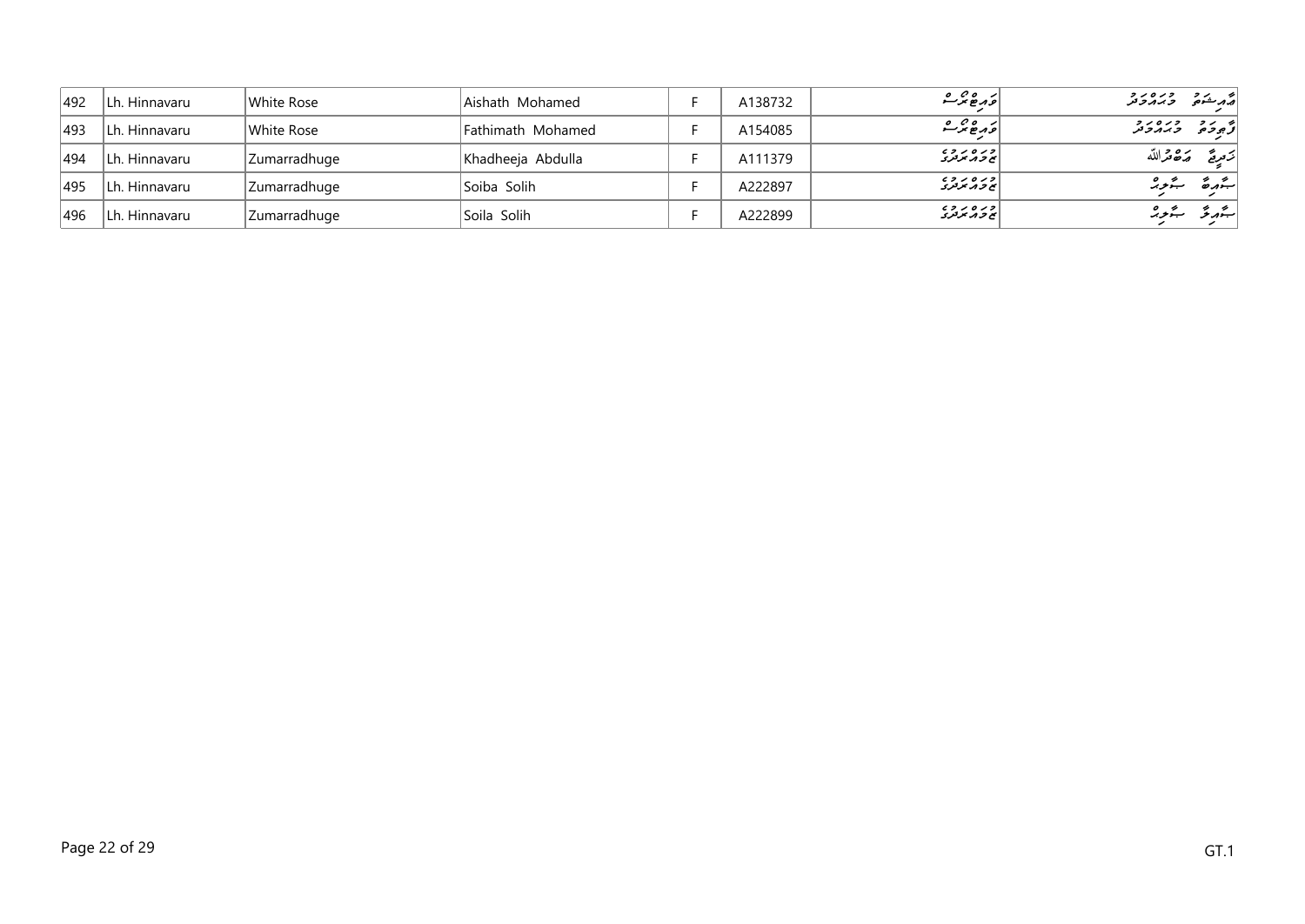| 492 | Lh. Hinnavaru | White Rose | Aishath Mohamed | F | A138732 | ވައިޓްރޯސް | އައިޝަތު މުހައްމަދު |
|---|---|---|---|---|---|---|---|
| 493 | Lh. Hinnavaru | White Rose | Fathimath Mohamed | F | A154085 | ވައިޓްރޯސް | ފާތިމަތު މުހައްމަދު |
| 494 | Lh. Hinnavaru | Zumarradhuge | Khadheeja Abdulla | F | A111379 | ޒުމައްރަދުގެ | ޚަދީޖާ އަބްދުﷲ |
| 495 | Lh. Hinnavaru | Zumarradhuge | Soiba Solih | F | A222897 | ޒުމައްރަދުގެ | ސާއިބާ ސާލިހް |
| 496 | Lh. Hinnavaru | Zumarradhuge | Soila Solih | F | A222899 | ޒުމައްރަދުގެ | ސާއިލާ ސާލިހް |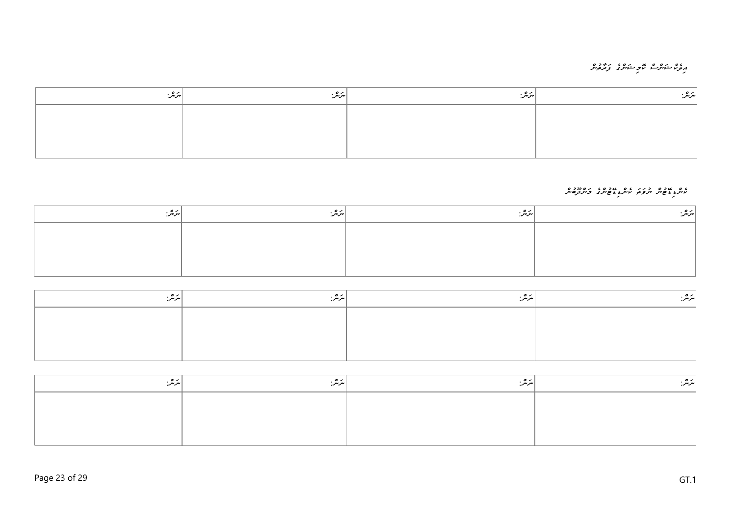އިވެންޓަންސް ކޮމިޓަންގެ ފަރާތުން

| ނަން: | ނަން: | ނަން: | ނަން: |
|---|---|---|---|
| | | | |

ކުންފުނީގެ ނުވަތަ ކުންފުނީގެ މަސްއޫލުން

| ނަން: | ނަން: | ނަން: | ނަން: |
|---|---|---|---|
| | | | |

| ނަން: | ނަން: | ނަން: | ނަން: |
|---|---|---|---|
| | | | |

| ނަން: | ނަން: | ނަން: | ނަން: |
|---|---|---|---|
| | | | |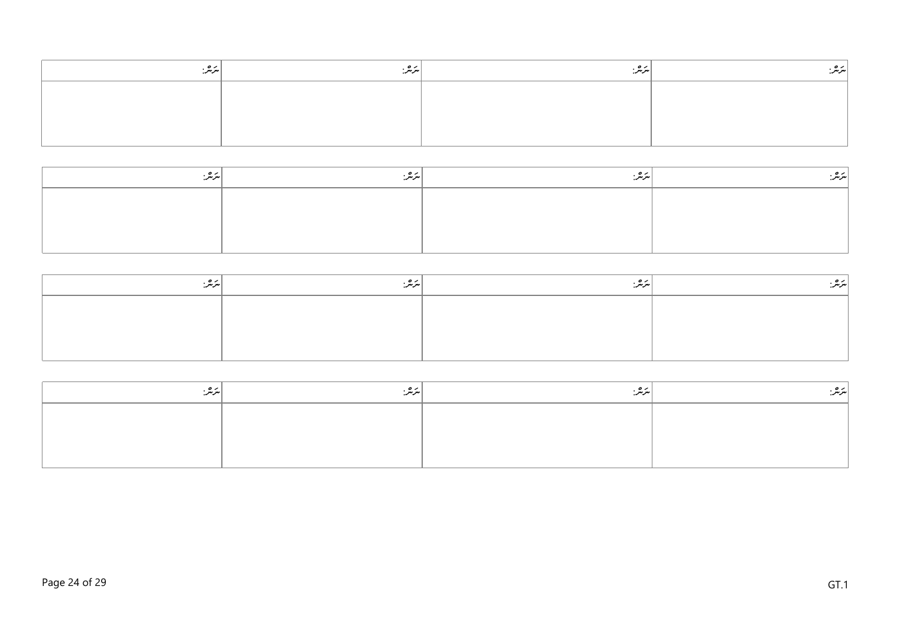| ނަރަތް: | ނަރަތް: | ނަރަތް: | ނަރަތް: |
| --- | --- | --- | --- |
| | | | |

| ނަރަތް: | ނަރަތް: | ނަރަތް: | ނަރަތް: |
| --- | --- | --- | --- |
| | | | |

| ނަރަތް: | ނަރަތް: | ނަރަތް: | ނަރަތް: |
| --- | --- | --- | --- |
| | | | |

| ނަރަތް: | ނަރަތް: | ނަރަތް: | ނަރަތް: |
| --- | --- | --- | --- |
| | | | |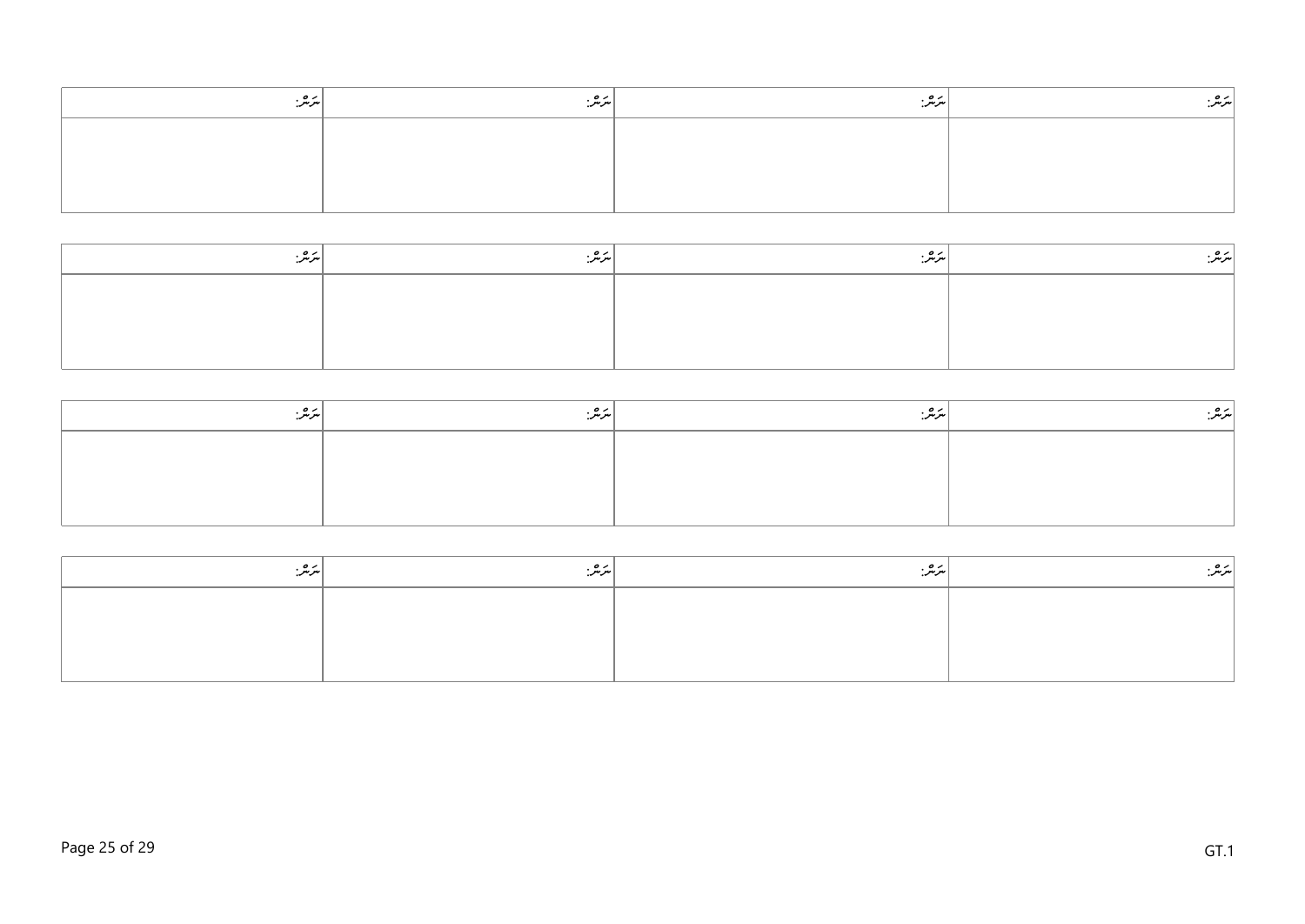| ނަރަށް: | ނަރަށް: | ނަރަށް: | ނަރަށް: |
|---|---|---|---|
| | | | |

| ނަރަށް: | ނަރަށް: | ނަރަށް: | ނަރަށް: |
|---|---|---|---|
| | | | |

| ނަރަށް: | ނަރަށް: | ނަރަށް: | ނަރަށް: |
|---|---|---|---|
| | | | |

| ނަރަށް: | ނަރަށް: | ނަރަށް: | ނަރަށް: |
|---|---|---|---|
| | | | |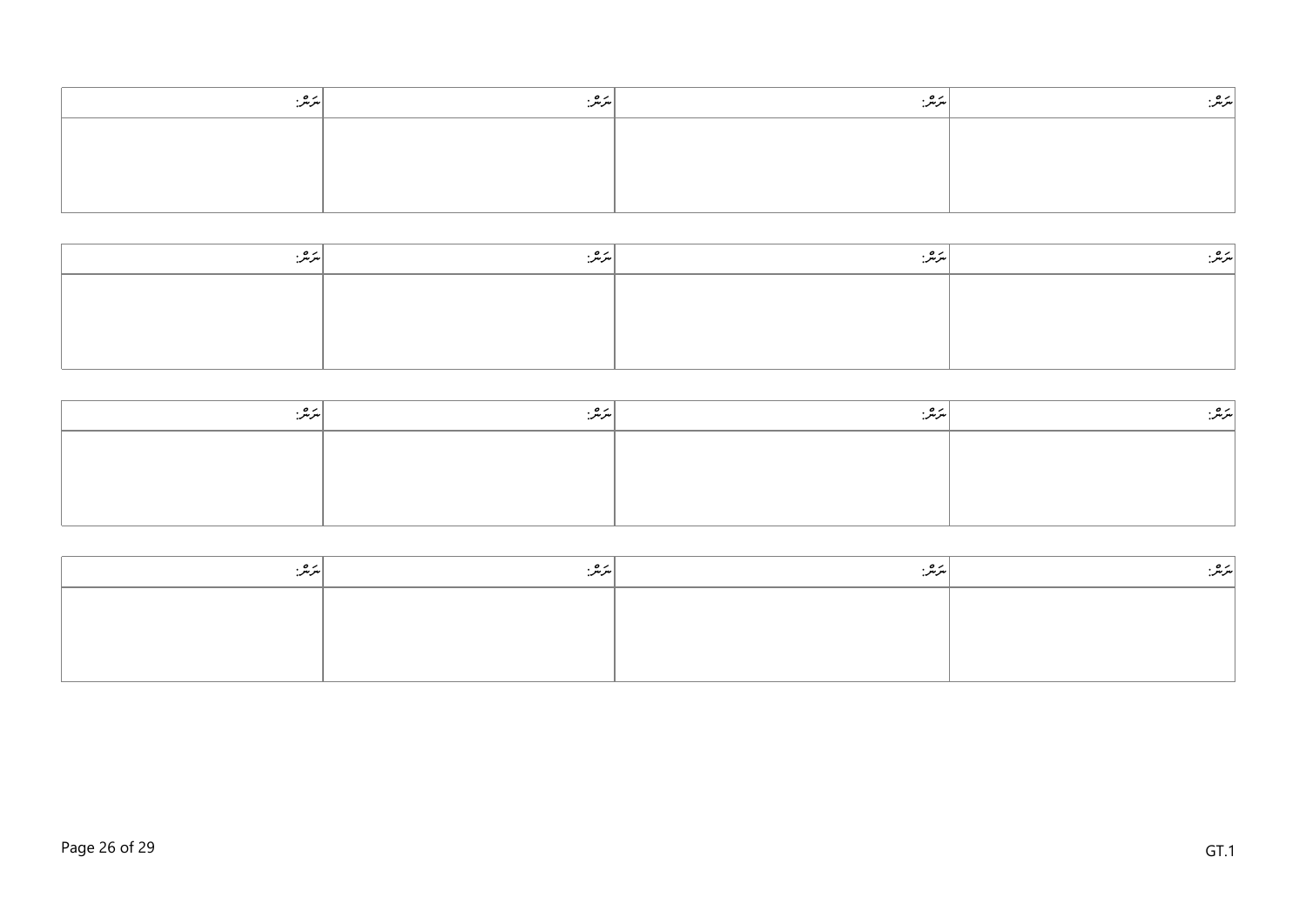| ނަރު: | ނަރު: | ނަރު: | ނަރު: |
|---|---|---|---|
| | | | |

| ނަރު: | ނަރު: | ނަރު: | ނަރު: |
|---|---|---|---|
| | | | |

| ނަރު: | ނަރު: | ނަރު: | ނަރު: |
|---|---|---|---|
| | | | |

| ނަރު: | ނަރު: | ނަރު: | ނަރު: |
|---|---|---|---|
| | | | |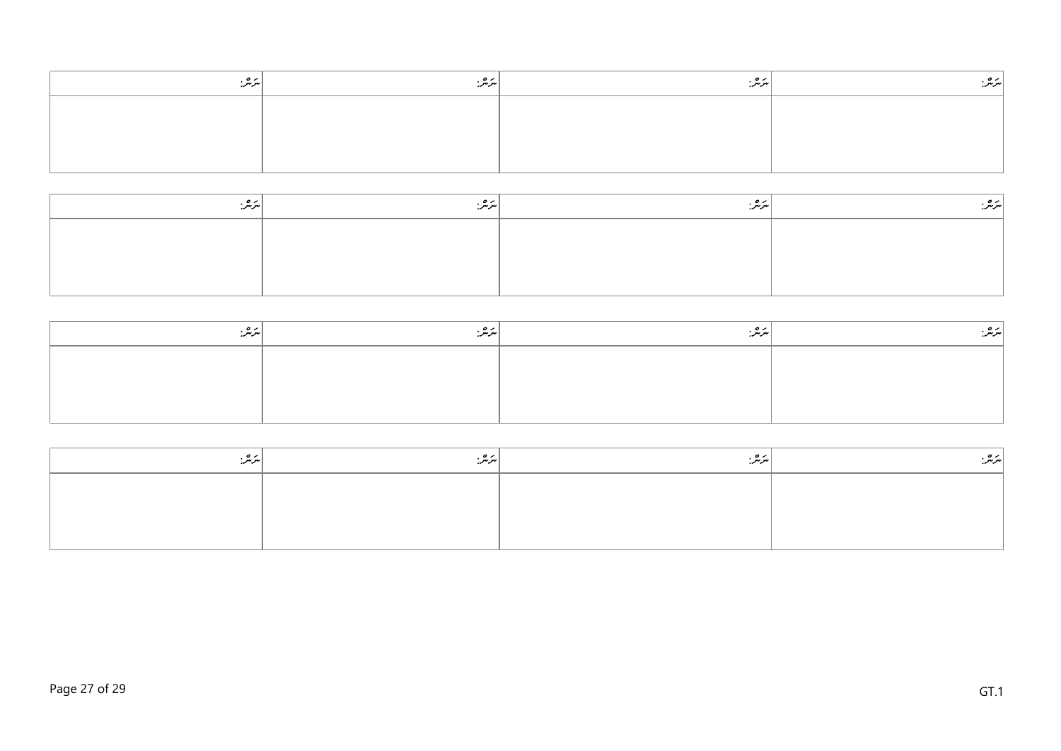| ނަންބަރު: | ނަންބަރު: | ނަންބަރު: | ނަންބަރު: |
| --- | --- | --- | --- |
| | | | |

| ނަންބަރު: | ނަންބަރު: | ނަންބަރު: | ނަންބަރު: |
| --- | --- | --- | --- |
| | | | |

| ނަންބަރު: | ނަންބަރު: | ނަންބަރު: | ނަންބަރު: |
| --- | --- | --- | --- |
| | | | |

| ނަންބަރު: | ނަންބަރު: | ނަންބަރު: | ނަންބަރު: |
| --- | --- | --- | --- |
| | | | |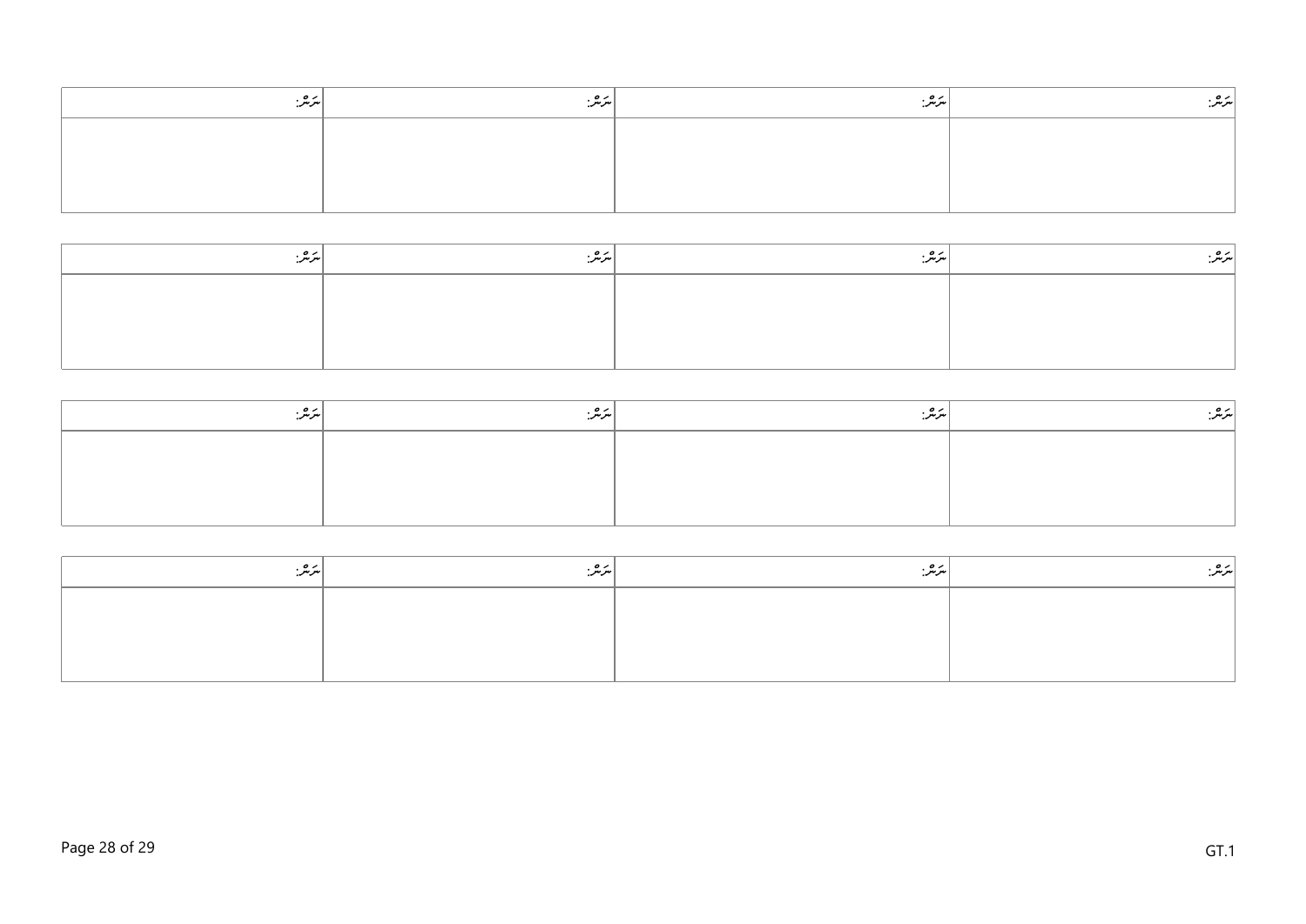| ނަރަދ: | ނަރަދ: | ނަރަދ: | ނަރަދ: |
| --- | --- | --- | --- |
| | | | |

| ނަރަދ: | ނަރަދ: | ނަރަދ: | ނަރަދ: |
| --- | --- | --- | --- |
| | | | |

| ނަރަދ: | ނަރަދ: | ނަރަދ: | ނަރަދ: |
| --- | --- | --- | --- |
| | | | |

| ނަރަދ: | ނަރަދ: | ނަރަދ: | ނަރަދ: |
| --- | --- | --- | --- |
| | | | |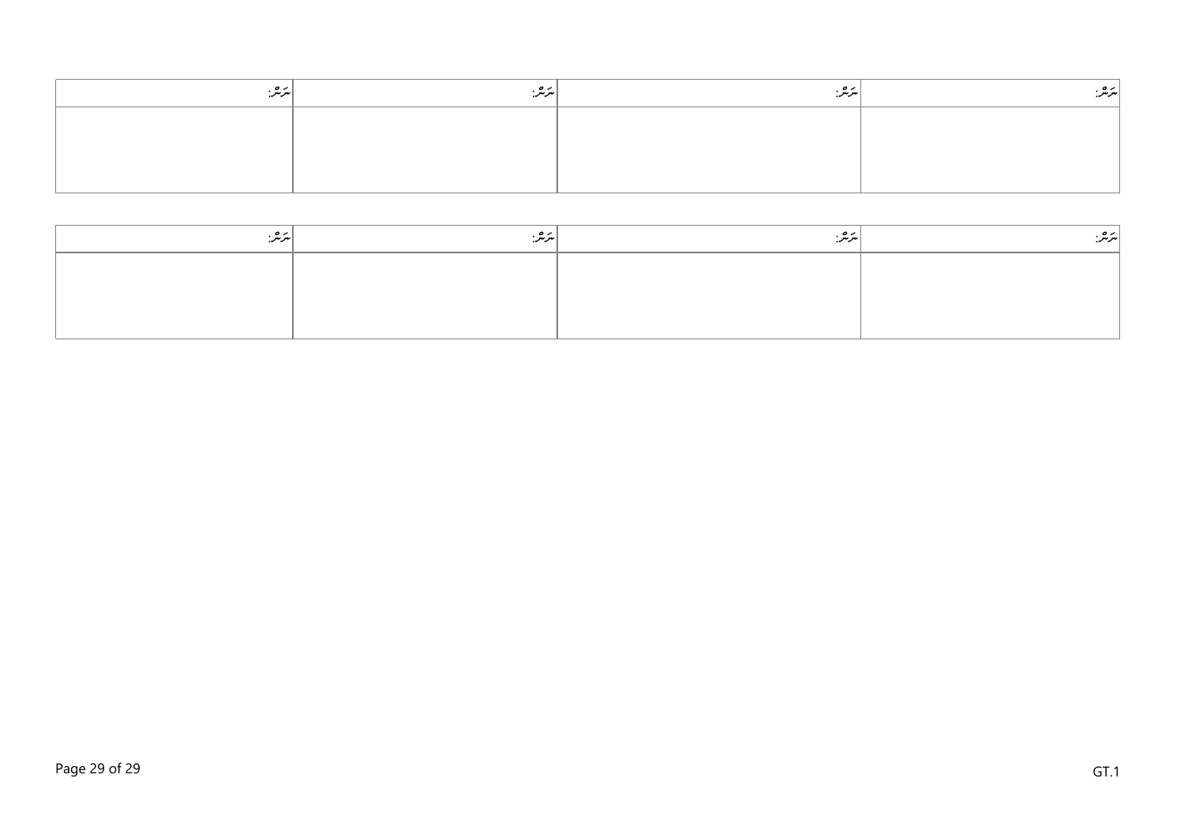| ނަރުދ: | ނަރުދ: | ނަރުދ: | ނަރުދ: |
| --- | --- | --- | --- |
| | | | |

| ނަރުދ: | ނަރުދ: | ނަރުދ: | ނަރުދ: |
| --- | --- | --- | --- |
| | | | |